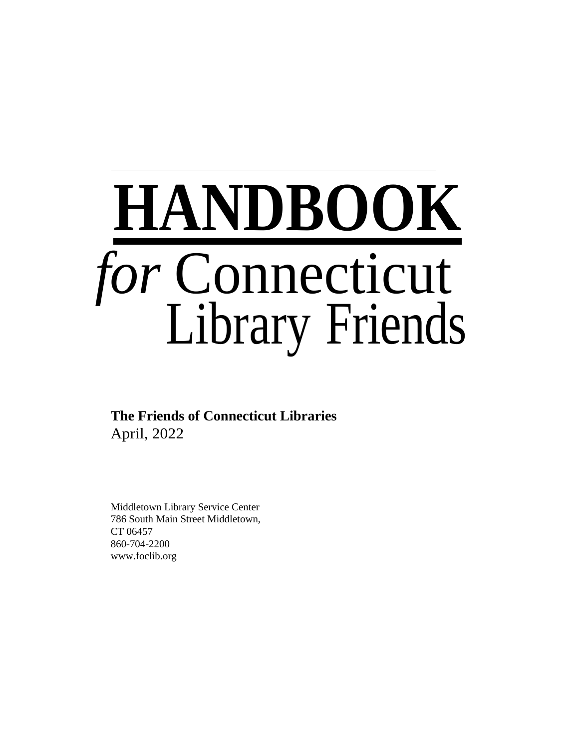# HANDBOOK

## *for* Connecticut Library Friends

**The Friends of Connecticut Libraries**
April, 2022

Middletown Library Service Center
786 South Main Street Middletown,
CT 06457
860-704-2200
www.foclib.org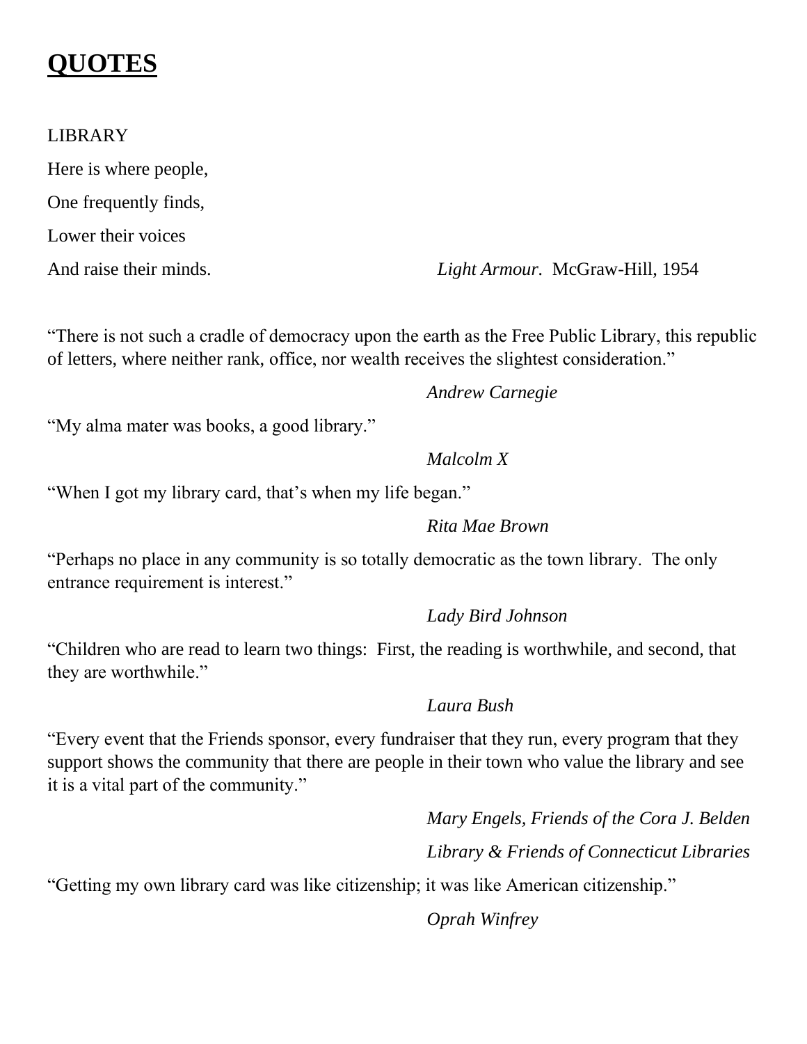# **QUOTES**

LIBRARY

Here is where people,

One frequently finds,

Lower their voices

And raise their minds. *Light Armour.* McGraw-Hill, 1954

"There is not such a cradle of democracy upon the earth as the Free Public Library, this republic of letters, where neither rank, office, nor wealth receives the slightest consideration."

*Andrew Carnegie*

"My alma mater was books, a good library."

*Malcolm X*

"When I got my library card, that's when my life began."

*Rita Mae Brown*

"Perhaps no place in any community is so totally democratic as the town library. The only entrance requirement is interest."

*Lady Bird Johnson*

"Children who are read to learn two things: First, the reading is worthwhile, and second, that they are worthwhile."

*Laura Bush*

"Every event that the Friends sponsor, every fundraiser that they run, every program that they support shows the community that there are people in their town who value the library and see it is a vital part of the community."

*Mary Engels, Friends of the Cora J. Belden Library & Friends of Connecticut Libraries*

"Getting my own library card was like citizenship; it was like American citizenship."

*Oprah Winfrey*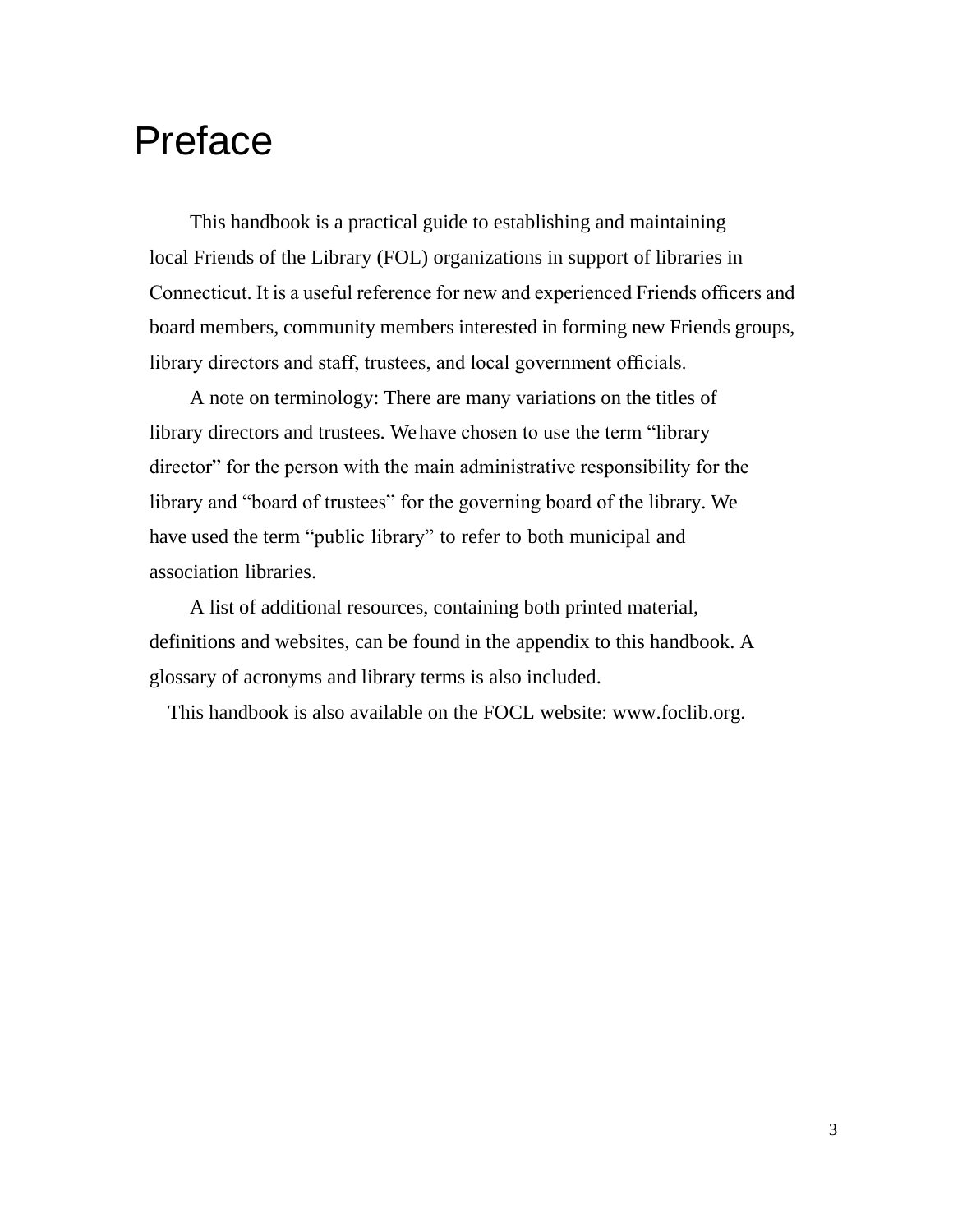# Preface

This handbook is a practical guide to establishing and maintaining local Friends of the Library (FOL) organizations in support of libraries in Connecticut. It is a useful reference for new and experienced Friends officers and board members, community members interested in forming new Friends groups, library directors and staff, trustees, and local government officials.

A note on terminology: There are many variations on the titles of library directors and trustees. We have chosen to use the term “library director” for the person with the main administrative responsibility for the library and “board of trustees” for the governing board of the library. We have used the term “public library” to refer to both municipal and association libraries.

A list of additional resources, containing both printed material, definitions and websites, can be found in the appendix to this handbook. A glossary of acronyms and library terms is also included.

This handbook is also available on the FOCL website: www.foclib.org.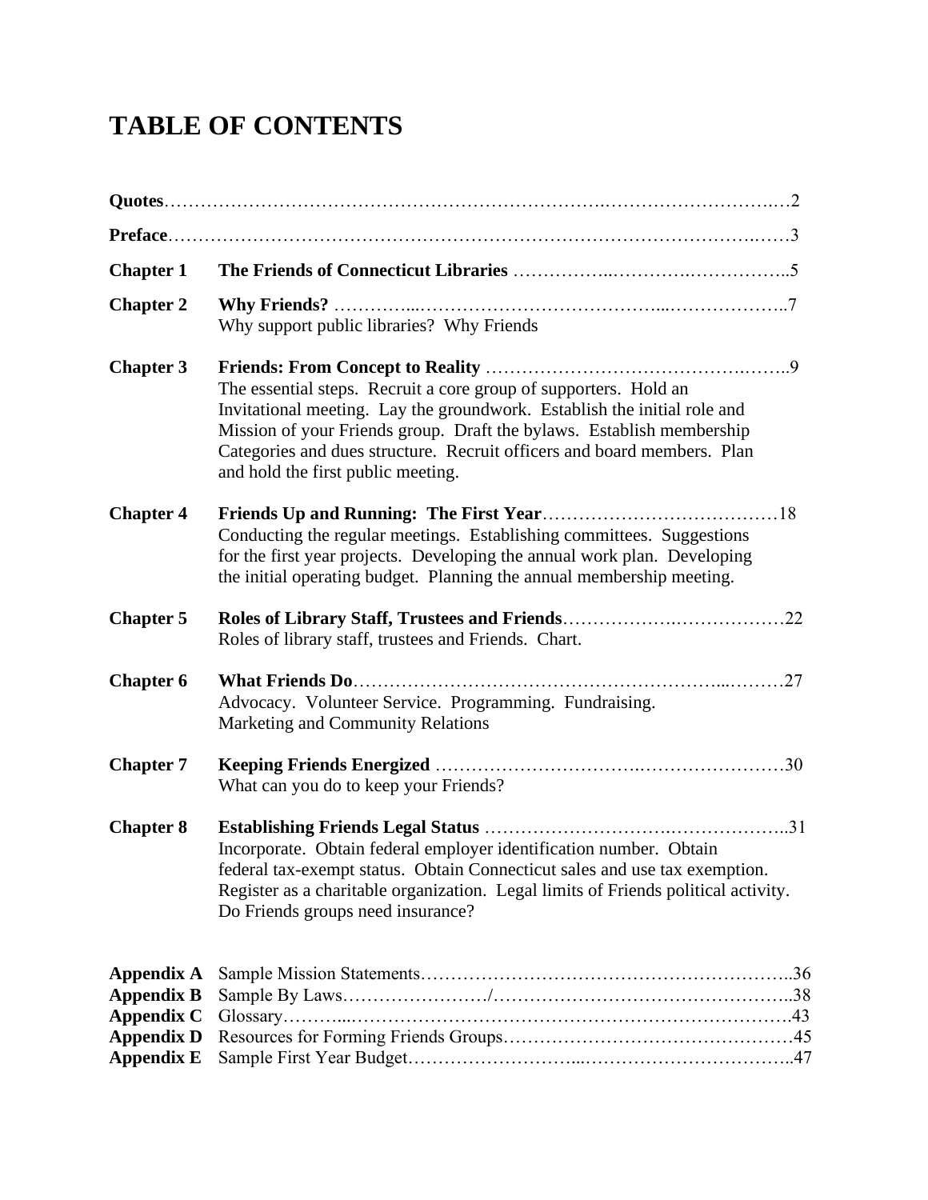# TABLE OF CONTENTS

**Quotes**……………………………………………………………………………………………2

**Preface**……………………………………………………………………………………………3

**Chapter 1** **The Friends of Connecticut Libraries** ……………………………………………5

**Chapter 2** **Why Friends?** ……………………………………………………………………7
Why support public libraries? Why Friends

**Chapter 3** **Friends: From Concept to Reality** ………………………………………………9
The essential steps. Recruit a core group of supporters. Hold an Invitational meeting. Lay the groundwork. Establish the initial role and Mission of your Friends group. Draft the bylaws. Establish membership Categories and dues structure. Recruit officers and board members. Plan and hold the first public meeting.

**Chapter 4** **Friends Up and Running: The First Year**…………………………………18
Conducting the regular meetings. Establishing committees. Suggestions for the first year projects. Developing the annual work plan. Developing the initial operating budget. Planning the annual membership meeting.

**Chapter 5** **Roles of Library Staff, Trustees and Friends**………………………………22
Roles of library staff, trustees and Friends. Chart.

**Chapter 6** **What Friends Do**…………………………………………………………………27
Advocacy. Volunteer Service. Programming. Fundraising. Marketing and Community Relations

**Chapter 7** **Keeping Friends Energized** ……………………………………………………30
What can you do to keep your Friends?

**Chapter 8** **Establishing Friends Legal Status** ……………………………………………31
Incorporate. Obtain federal employer identification number. Obtain federal tax-exempt status. Obtain Connecticut sales and use tax exemption. Register as a charitable organization. Legal limits of Friends political activity. Do Friends groups need insurance?

**Appendix A** Sample Mission Statements……………………………………………………36
**Appendix B** Sample By Laws……………………/…………………………………………38
**Appendix C** Glossary……………………………………………………………………………43
**Appendix D** Resources for Forming Friends Groups…………………………………………45
**Appendix E** Sample First Year Budget…………………………………………………………47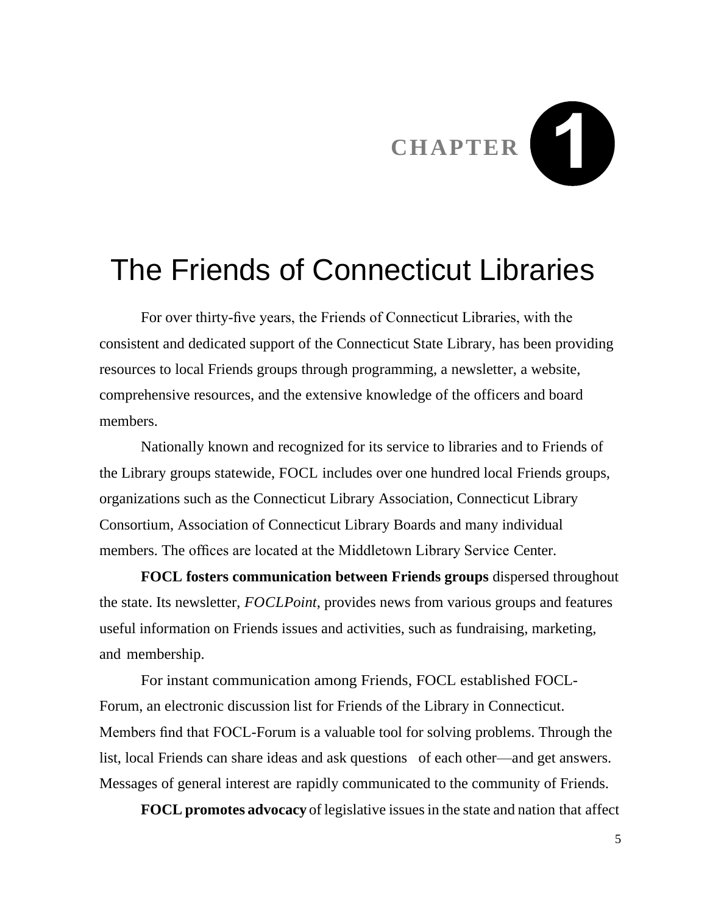CHAPTER 1

# The Friends of Connecticut Libraries

For over thirty-five years, the Friends of Connecticut Libraries, with the consistent and dedicated support of the Connecticut State Library, has been providing resources to local Friends groups through programming, a newsletter, a website, comprehensive resources, and the extensive knowledge of the officers and board members.

Nationally known and recognized for its service to libraries and to Friends of the Library groups statewide, FOCL includes over one hundred local Friends groups, organizations such as the Connecticut Library Association, Connecticut Library Consortium, Association of Connecticut Library Boards and many individual members. The offices are located at the Middletown Library Service Center.

**FOCL fosters communication between Friends groups** dispersed throughout the state. Its newsletter, *FOCLPoint*, provides news from various groups and features useful information on Friends issues and activities, such as fundraising, marketing, and membership.

For instant communication among Friends, FOCL established FOCL-Forum, an electronic discussion list for Friends of the Library in Connecticut. Members find that FOCL-Forum is a valuable tool for solving problems. Through the list, local Friends can share ideas and ask questions of each other—and get answers. Messages of general interest are rapidly communicated to the community of Friends.

**FOCL promotes advocacy** of legislative issues in the state and nation that affect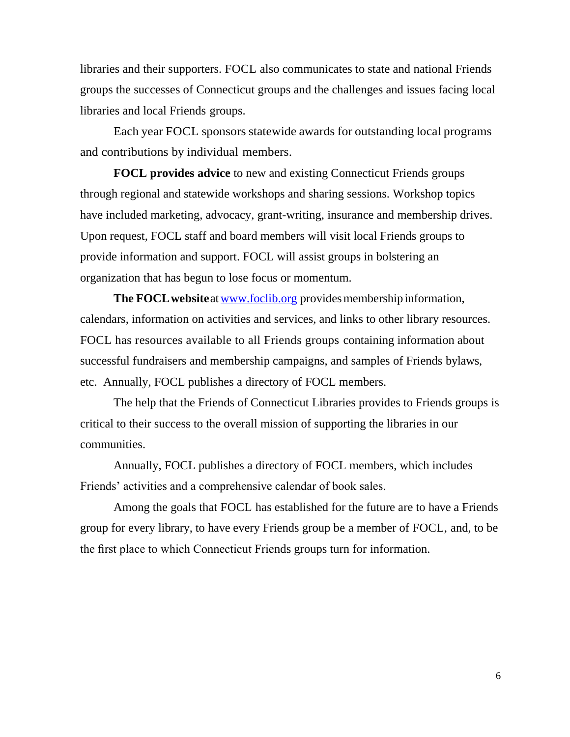libraries and their supporters. FOCL also communicates to state and national Friends groups the successes of Connecticut groups and the challenges and issues facing local libraries and local Friends groups.

Each year FOCL sponsors statewide awards for outstanding local programs and contributions by individual members.

**FOCL provides advice** to new and existing Connecticut Friends groups through regional and statewide workshops and sharing sessions. Workshop topics have included marketing, advocacy, grant-writing, insurance and membership drives. Upon request, FOCL staff and board members will visit local Friends groups to provide information and support. FOCL will assist groups in bolstering an organization that has begun to lose focus or momentum.

**The FOCL website** at [www.foclib.org](http://www.foclib.org) provides membership information, calendars, information on activities and services, and links to other library resources. FOCL has resources available to all Friends groups containing information about successful fundraisers and membership campaigns, and samples of Friends bylaws, etc. Annually, FOCL publishes a directory of FOCL members.

The help that the Friends of Connecticut Libraries provides to Friends groups is critical to their success to the overall mission of supporting the libraries in our communities.

Annually, FOCL publishes a directory of FOCL members, which includes Friends' activities and a comprehensive calendar of book sales.

Among the goals that FOCL has established for the future are to have a Friends group for every library, to have every Friends group be a member of FOCL, and, to be the first place to which Connecticut Friends groups turn for information.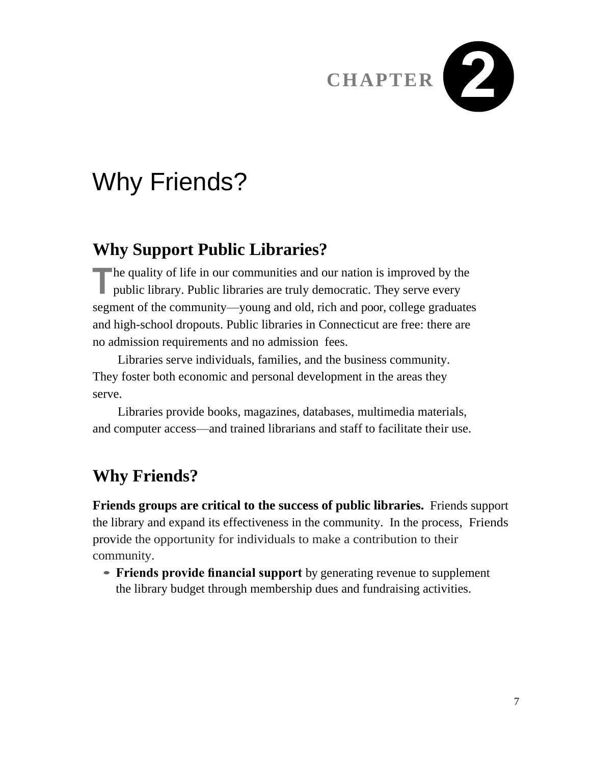# CHAPTER 2

# Why Friends?

## Why Support Public Libraries?

The quality of life in our communities and our nation is improved by the public library. Public libraries are truly democratic. They serve every segment of the community—young and old, rich and poor, college graduates and high-school dropouts. Public libraries in Connecticut are free: there are no admission requirements and no admission fees.

Libraries serve individuals, families, and the business community. They foster both economic and personal development in the areas they serve.

Libraries provide books, magazines, databases, multimedia materials, and computer access—and trained librarians and staff to facilitate their use.

## Why Friends?

**Friends groups are critical to the success of public libraries.** Friends support the library and expand its effectiveness in the community. In the process, Friends provide the opportunity for individuals to make a contribution to their community.

- **Friends provide financial support** by generating revenue to supplement the library budget through membership dues and fundraising activities.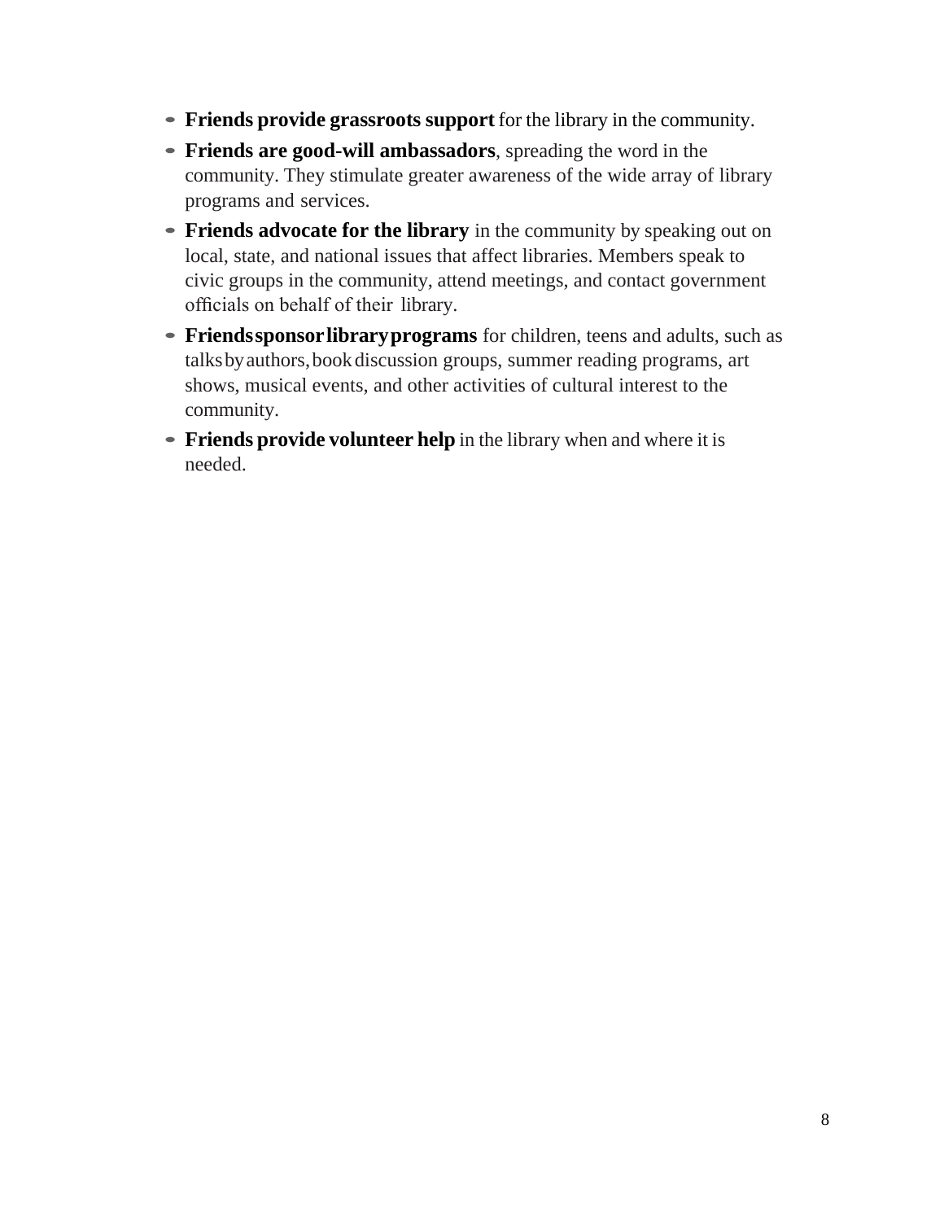- **Friends provide grassroots support** for the library in the community.
- **Friends are good-will ambassadors**, spreading the word in the community. They stimulate greater awareness of the wide array of library programs and services.
- **Friends advocate for the library** in the community by speaking out on local, state, and national issues that affect libraries. Members speak to civic groups in the community, attend meetings, and contact government officials on behalf of their library.
- **Friends sponsor library programs** for children, teens and adults, such as talks by authors, book discussion groups, summer reading programs, art shows, musical events, and other activities of cultural interest to the community.
- **Friends provide volunteer help** in the library when and where it is needed.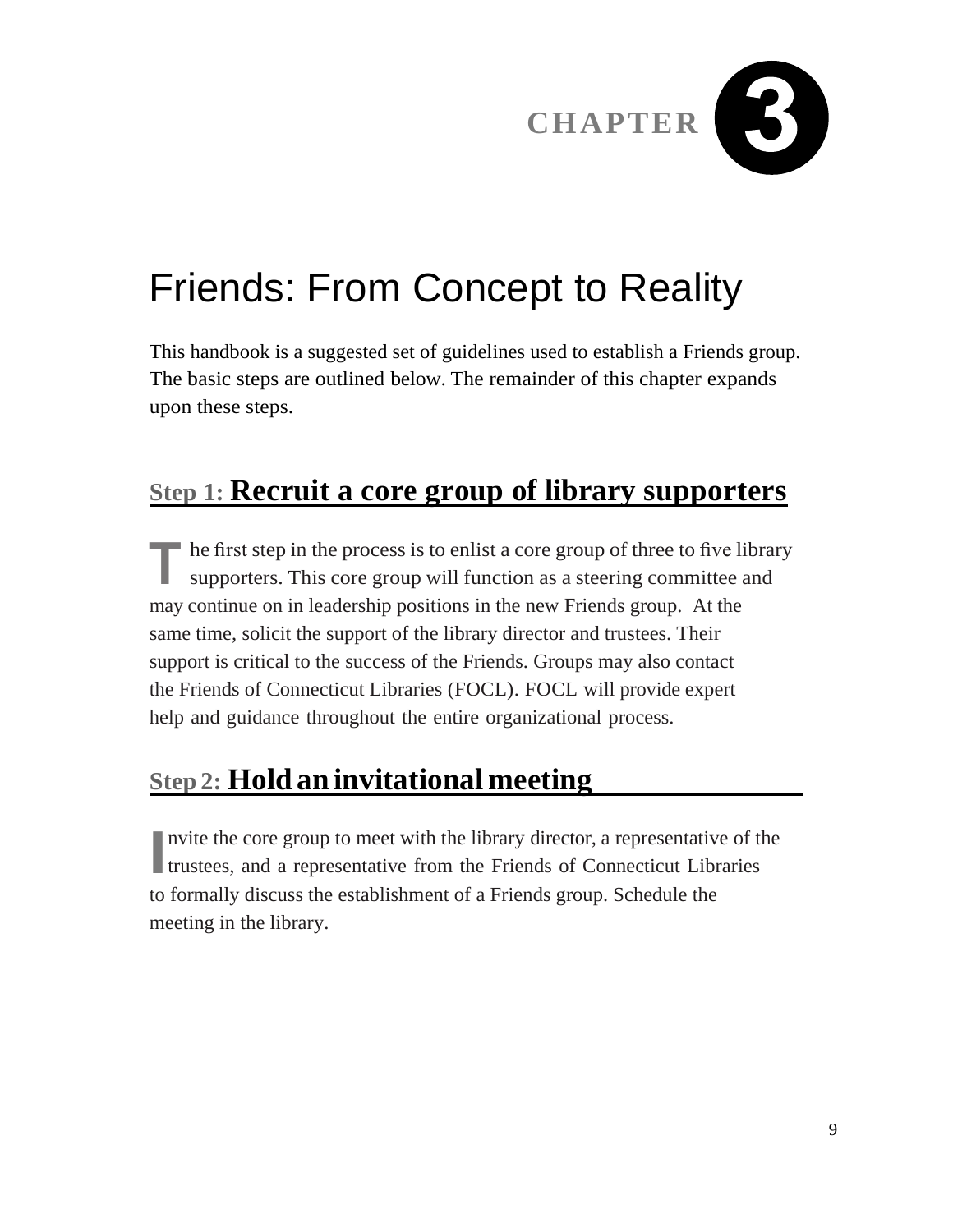# CHAPTER 3

# Friends: From Concept to Reality

This handbook is a suggested set of guidelines used to establish a Friends group. The basic steps are outlined below. The remainder of this chapter expands upon these steps.

## Step 1: Recruit a core group of library supporters

The first step in the process is to enlist a core group of three to five library supporters. This core group will function as a steering committee and may continue on in leadership positions in the new Friends group. At the same time, solicit the support of the library director and trustees. Their support is critical to the success of the Friends. Groups may also contact the Friends of Connecticut Libraries (FOCL). FOCL will provide expert help and guidance throughout the entire organizational process.

## Step 2: Hold an invitational meeting

Invite the core group to meet with the library director, a representative of the trustees, and a representative from the Friends of Connecticut Libraries to formally discuss the establishment of a Friends group. Schedule the meeting in the library.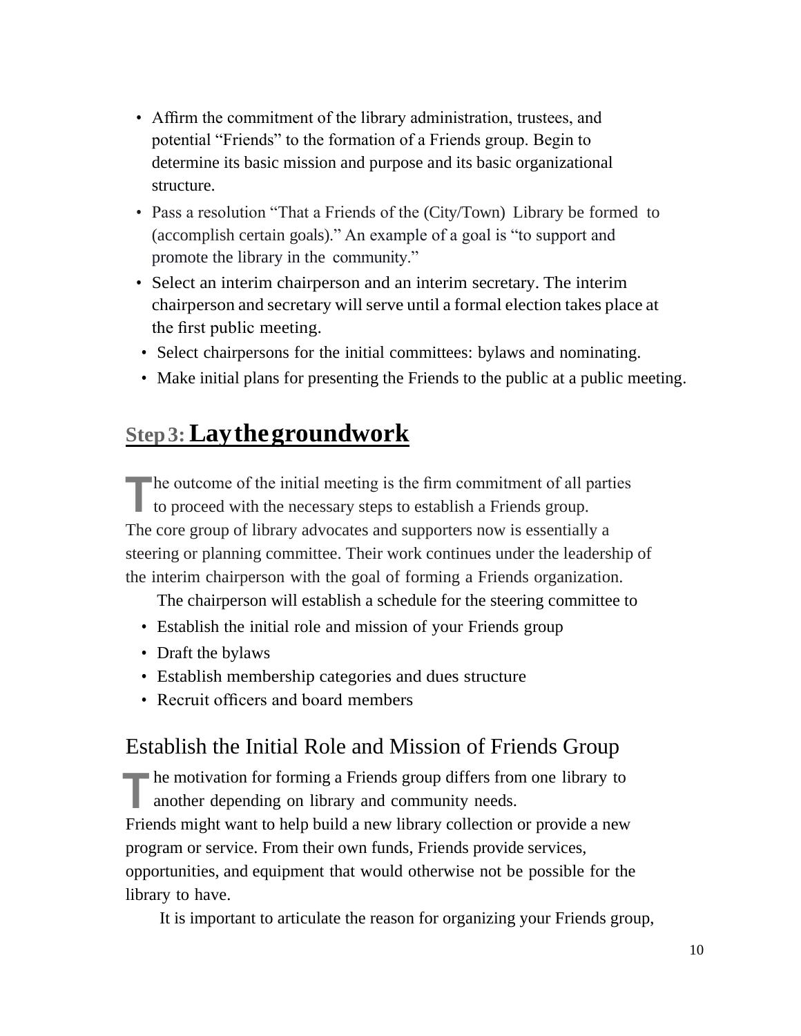- Affirm the commitment of the library administration, trustees, and potential “Friends” to the formation of a Friends group. Begin to determine its basic mission and purpose and its basic organizational structure.
- Pass a resolution “That a Friends of the (City/Town) Library be formed to (accomplish certain goals).” An example of a goal is “to support and promote the library in the community.”
- Select an interim chairperson and an interim secretary. The interim chairperson and secretary will serve until a formal election takes place at the first public meeting.
- Select chairpersons for the initial committees: bylaws and nominating.
- Make initial plans for presenting the Friends to the public at a public meeting.

## Step 3: Lay the groundwork

The outcome of the initial meeting is the firm commitment of all parties to proceed with the necessary steps to establish a Friends group. The core group of library advocates and supporters now is essentially a steering or planning committee. Their work continues under the leadership of the interim chairperson with the goal of forming a Friends organization.

The chairperson will establish a schedule for the steering committee to

- Establish the initial role and mission of your Friends group
- Draft the bylaws
- Establish membership categories and dues structure
- Recruit officers and board members

### Establish the Initial Role and Mission of Friends Group

The motivation for forming a Friends group differs from one library to another depending on library and community needs. Friends might want to help build a new library collection or provide a new program or service. From their own funds, Friends provide services, opportunities, and equipment that would otherwise not be possible for the library to have.

It is important to articulate the reason for organizing your Friends group,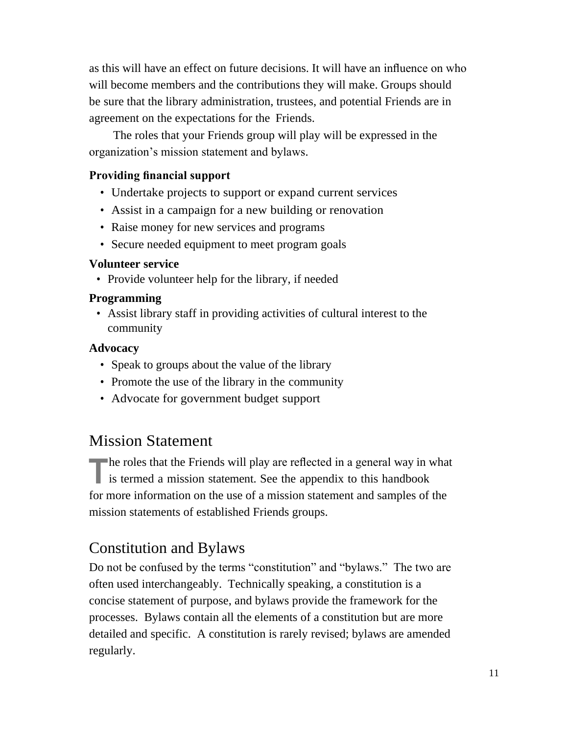as this will have an effect on future decisions. It will have an influence on who will become members and the contributions they will make. Groups should be sure that the library administration, trustees, and potential Friends are in agreement on the expectations for the Friends.

The roles that your Friends group will play will be expressed in the organization's mission statement and bylaws.

**Providing financial support**

- Undertake projects to support or expand current services
- Assist in a campaign for a new building or renovation
- Raise money for new services and programs
- Secure needed equipment to meet program goals

**Volunteer service**

- Provide volunteer help for the library, if needed

**Programming**

- Assist library staff in providing activities of cultural interest to the community

**Advocacy**

- Speak to groups about the value of the library
- Promote the use of the library in the community
- Advocate for government budget support

## Mission Statement

The roles that the Friends will play are reflected in a general way in what is termed a mission statement. See the appendix to this handbook for more information on the use of a mission statement and samples of the mission statements of established Friends groups.

## Constitution and Bylaws

Do not be confused by the terms "constitution" and "bylaws." The two are often used interchangeably. Technically speaking, a constitution is a concise statement of purpose, and bylaws provide the framework for the processes. Bylaws contain all the elements of a constitution but are more detailed and specific. A constitution is rarely revised; bylaws are amended regularly.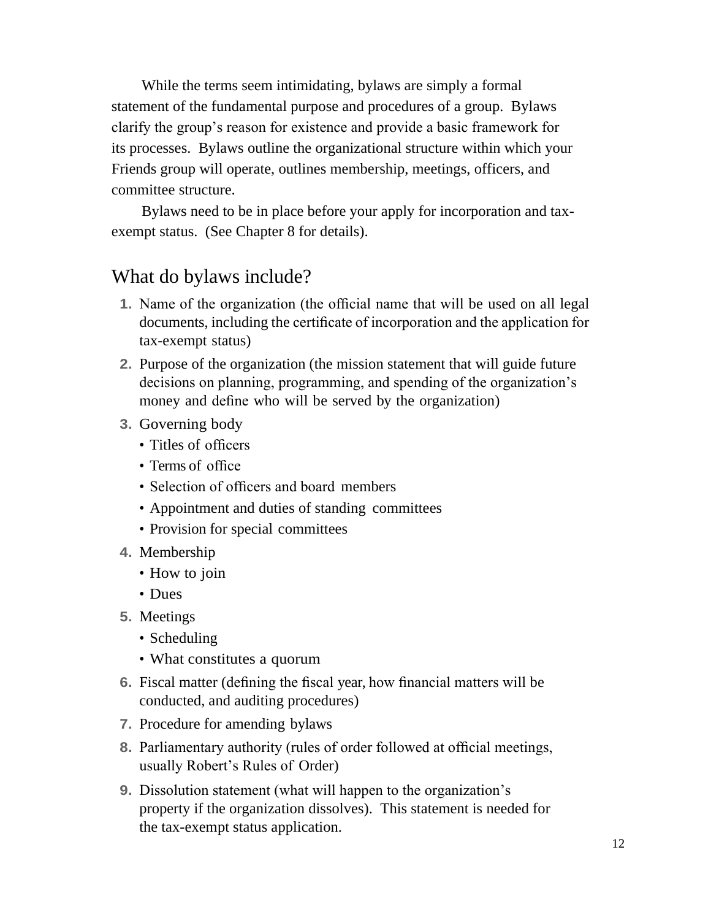While the terms seem intimidating, bylaws are simply a formal statement of the fundamental purpose and procedures of a group. Bylaws clarify the group's reason for existence and provide a basic framework for its processes. Bylaws outline the organizational structure within which your Friends group will operate, outlines membership, meetings, officers, and committee structure.

Bylaws need to be in place before your apply for incorporation and tax-exempt status. (See Chapter 8 for details).

## What do bylaws include?

1. Name of the organization (the official name that will be used on all legal documents, including the certificate of incorporation and the application for tax-exempt status)
2. Purpose of the organization (the mission statement that will guide future decisions on planning, programming, and spending of the organization's money and define who will be served by the organization)
3. Governing body
   - Titles of officers
   - Terms of office
   - Selection of officers and board members
   - Appointment and duties of standing committees
   - Provision for special committees
4. Membership
   - How to join
   - Dues
5. Meetings
   - Scheduling
   - What constitutes a quorum
6. Fiscal matter (defining the fiscal year, how financial matters will be conducted, and auditing procedures)
7. Procedure for amending bylaws
8. Parliamentary authority (rules of order followed at official meetings, usually Robert's Rules of Order)
9. Dissolution statement (what will happen to the organization's property if the organization dissolves). This statement is needed for the tax-exempt status application.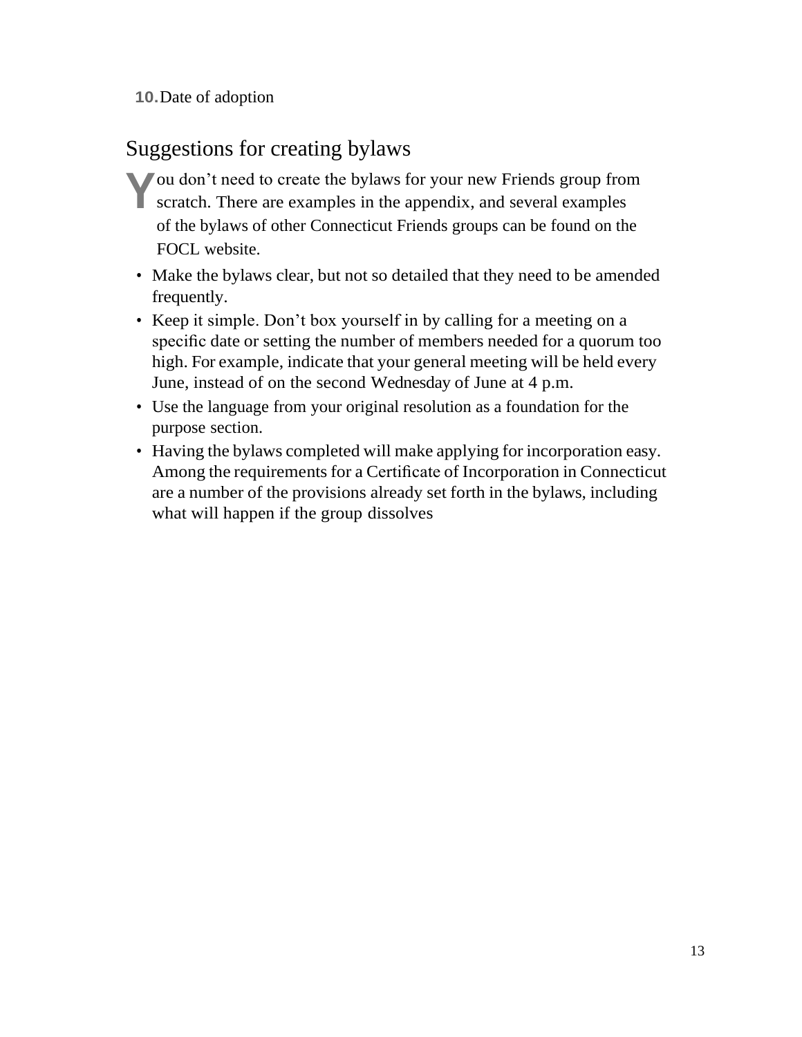10. Date of adoption

## Suggestions for creating bylaws

You don't need to create the bylaws for your new Friends group from scratch. There are examples in the appendix, and several examples of the bylaws of other Connecticut Friends groups can be found on the FOCL website.

- Make the bylaws clear, but not so detailed that they need to be amended frequently.
- Keep it simple. Don't box yourself in by calling for a meeting on a specific date or setting the number of members needed for a quorum too high. For example, indicate that your general meeting will be held every June, instead of on the second Wednesday of June at 4 p.m.
- Use the language from your original resolution as a foundation for the purpose section.
- Having the bylaws completed will make applying for incorporation easy. Among the requirements for a Certificate of Incorporation in Connecticut are a number of the provisions already set forth in the bylaws, including what will happen if the group dissolves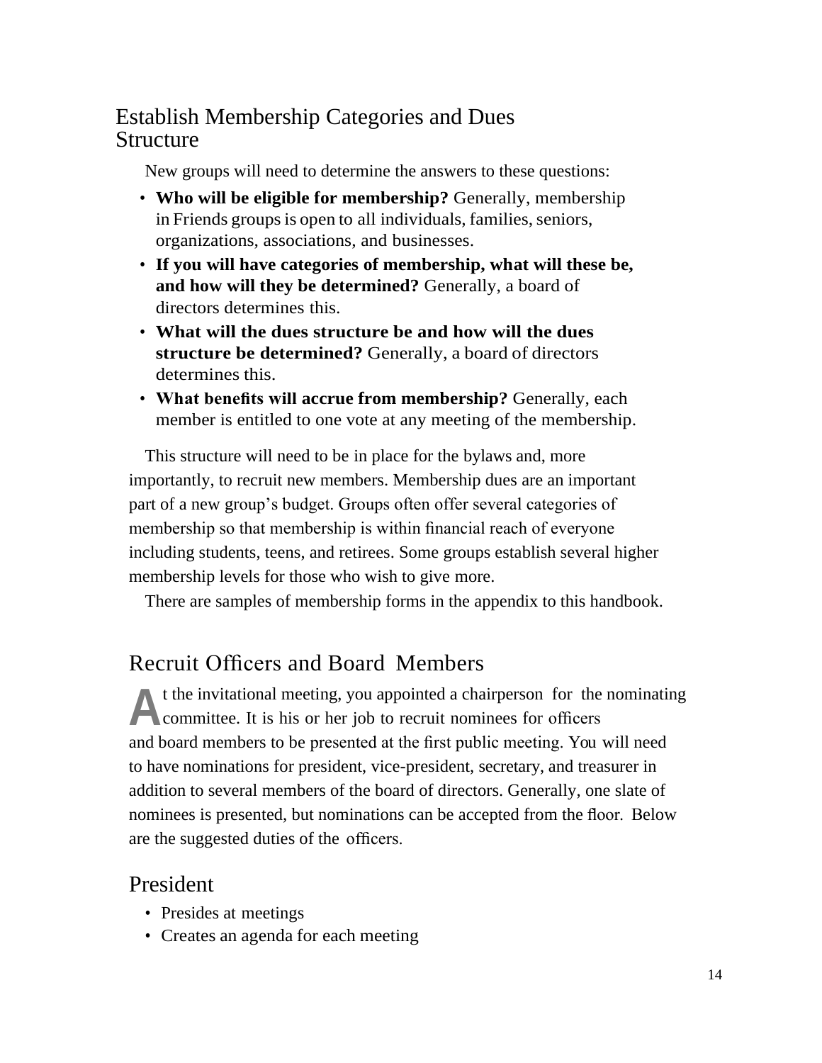## Establish Membership Categories and Dues Structure

New groups will need to determine the answers to these questions:

- **Who will be eligible for membership?** Generally, membership in Friends groups is open to all individuals, families, seniors, organizations, associations, and businesses.
- **If you will have categories of membership, what will these be, and how will they be determined?** Generally, a board of directors determines this.
- **What will the dues structure be and how will the dues structure be determined?** Generally, a board of directors determines this.
- **What benefits will accrue from membership?** Generally, each member is entitled to one vote at any meeting of the membership.

This structure will need to be in place for the bylaws and, more importantly, to recruit new members. Membership dues are an important part of a new group's budget. Groups often offer several categories of membership so that membership is within financial reach of everyone including students, teens, and retirees. Some groups establish several higher membership levels for those who wish to give more.

There are samples of membership forms in the appendix to this handbook.

## Recruit Officers and Board Members

At the invitational meeting, you appointed a chairperson for the nominating committee. It is his or her job to recruit nominees for officers and board members to be presented at the first public meeting. You will need to have nominations for president, vice-president, secretary, and treasurer in addition to several members of the board of directors. Generally, one slate of nominees is presented, but nominations can be accepted from the floor. Below are the suggested duties of the officers.

## President

- Presides at meetings
- Creates an agenda for each meeting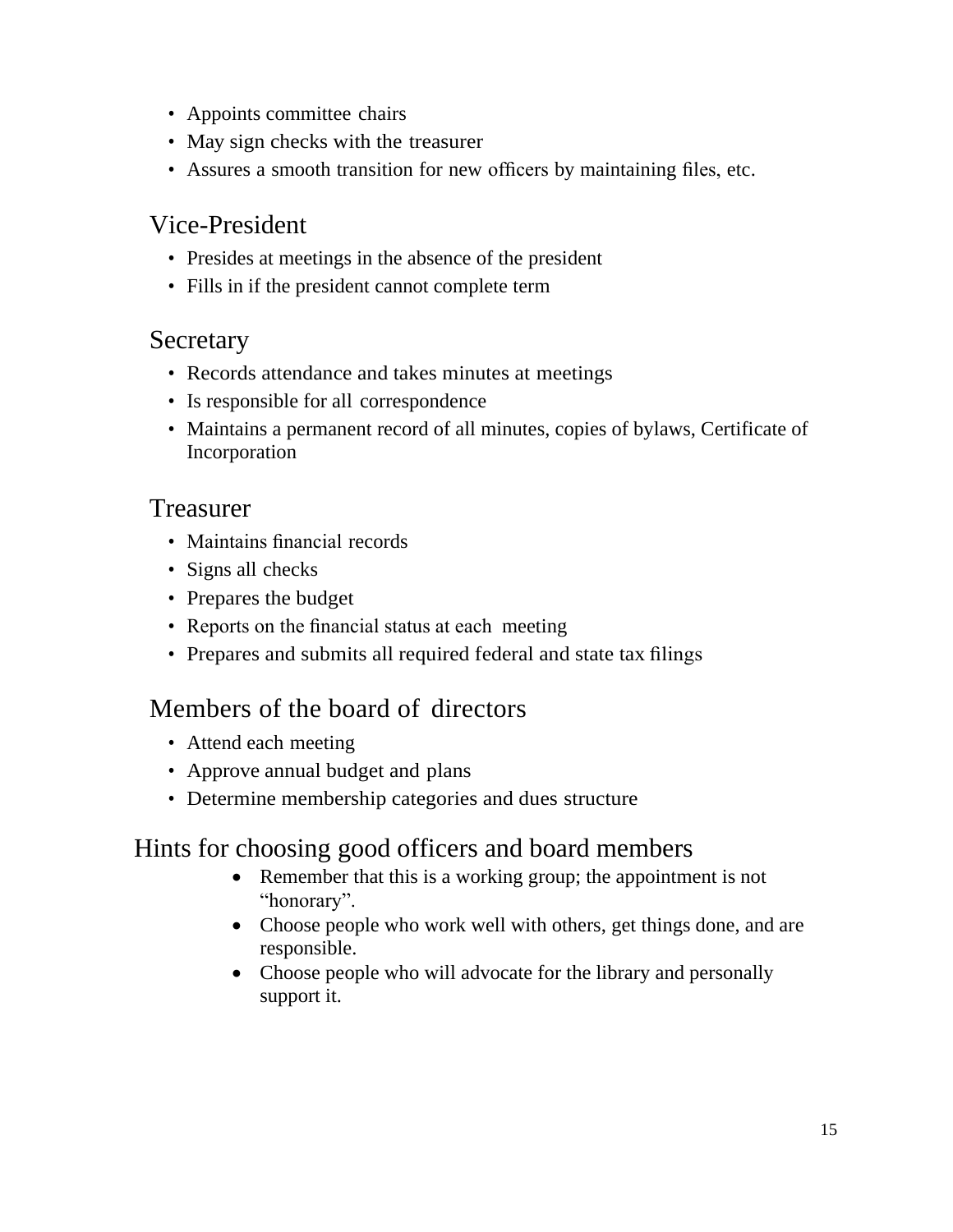- Appoints committee chairs
- May sign checks with the treasurer
- Assures a smooth transition for new officers by maintaining files, etc.

## Vice-President

- Presides at meetings in the absence of the president
- Fills in if the president cannot complete term

## Secretary

- Records attendance and takes minutes at meetings
- Is responsible for all correspondence
- Maintains a permanent record of all minutes, copies of bylaws, Certificate of Incorporation

## Treasurer

- Maintains financial records
- Signs all checks
- Prepares the budget
- Reports on the financial status at each meeting
- Prepares and submits all required federal and state tax filings

## Members of the board of directors

- Attend each meeting
- Approve annual budget and plans
- Determine membership categories and dues structure

# Hints for choosing good officers and board members

- Remember that this is a working group; the appointment is not "honorary".
- Choose people who work well with others, get things done, and are responsible.
- Choose people who will advocate for the library and personally support it.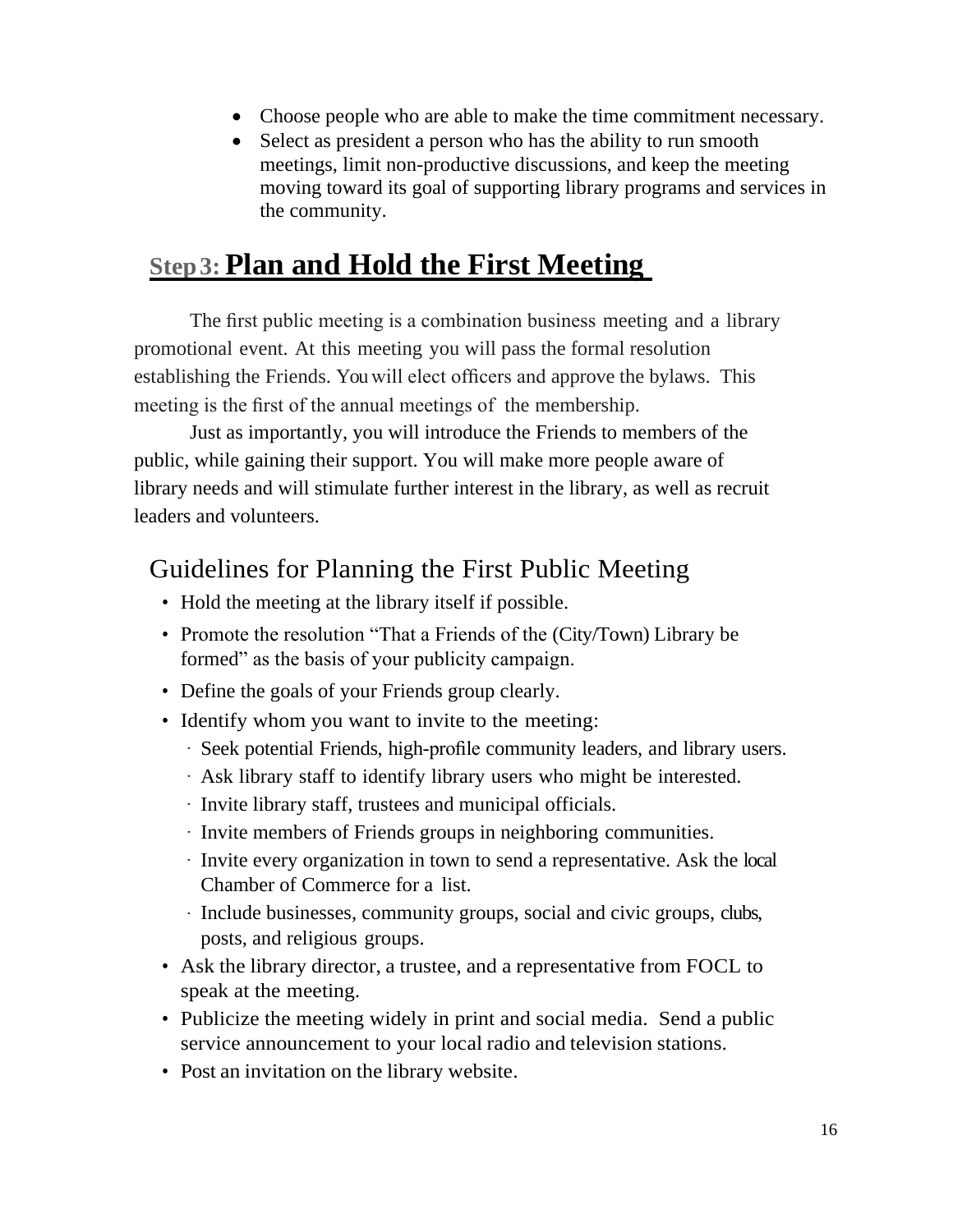- Choose people who are able to make the time commitment necessary.
- Select as president a person who has the ability to run smooth meetings, limit non-productive discussions, and keep the meeting moving toward its goal of supporting library programs and services in the community.

## Step 3: Plan and Hold the First Meeting

The first public meeting is a combination business meeting and a library promotional event. At this meeting you will pass the formal resolution establishing the Friends. You will elect officers and approve the bylaws. This meeting is the first of the annual meetings of the membership.

Just as importantly, you will introduce the Friends to members of the public, while gaining their support. You will make more people aware of library needs and will stimulate further interest in the library, as well as recruit leaders and volunteers.

### Guidelines for Planning the First Public Meeting

- Hold the meeting at the library itself if possible.
- Promote the resolution "That a Friends of the (City/Town) Library be formed" as the basis of your publicity campaign.
- Define the goals of your Friends group clearly.
- Identify whom you want to invite to the meeting:
  - Seek potential Friends, high-profile community leaders, and library users.
  - Ask library staff to identify library users who might be interested.
  - Invite library staff, trustees and municipal officials.
  - Invite members of Friends groups in neighboring communities.
  - Invite every organization in town to send a representative. Ask the local Chamber of Commerce for a list.
  - Include businesses, community groups, social and civic groups, clubs, posts, and religious groups.
- Ask the library director, a trustee, and a representative from FOCL to speak at the meeting.
- Publicize the meeting widely in print and social media. Send a public service announcement to your local radio and television stations.
- Post an invitation on the library website.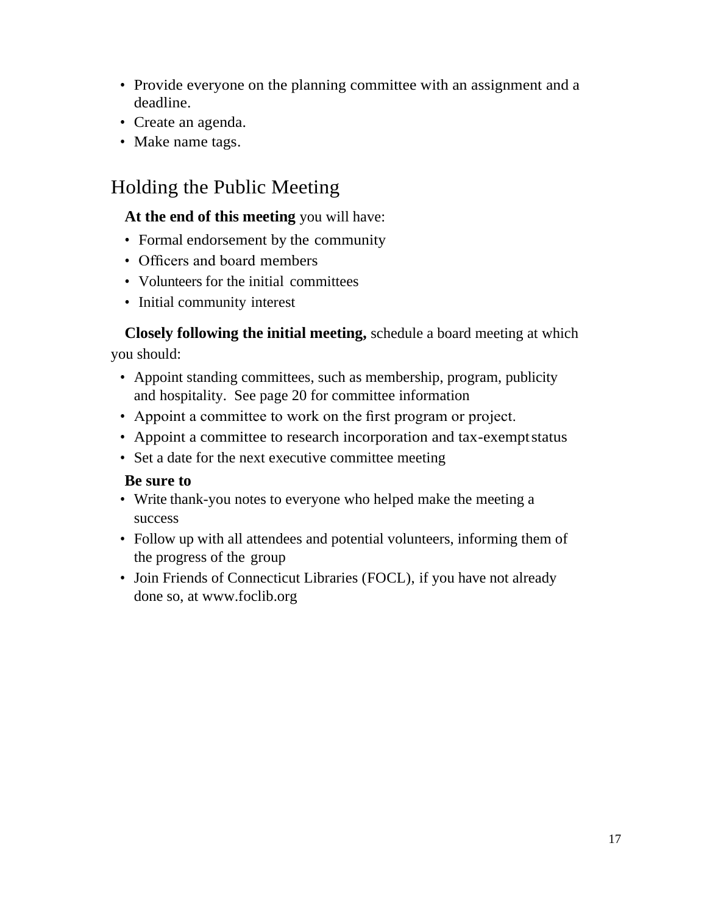- Provide everyone on the planning committee with an assignment and a deadline.
- Create an agenda.
- Make name tags.

## Holding the Public Meeting

**At the end of this meeting** you will have:

- Formal endorsement by the community
- Officers and board members
- Volunteers for the initial committees
- Initial community interest

**Closely following the initial meeting,** schedule a board meeting at which you should:

- Appoint standing committees, such as membership, program, publicity and hospitality. See page 20 for committee information
- Appoint a committee to work on the first program or project.
- Appoint a committee to research incorporation and tax-exempt status
- Set a date for the next executive committee meeting

**Be sure to**

- Write thank-you notes to everyone who helped make the meeting a success
- Follow up with all attendees and potential volunteers, informing them of the progress of the group
- Join Friends of Connecticut Libraries (FOCL), if you have not already done so, at www.foclib.org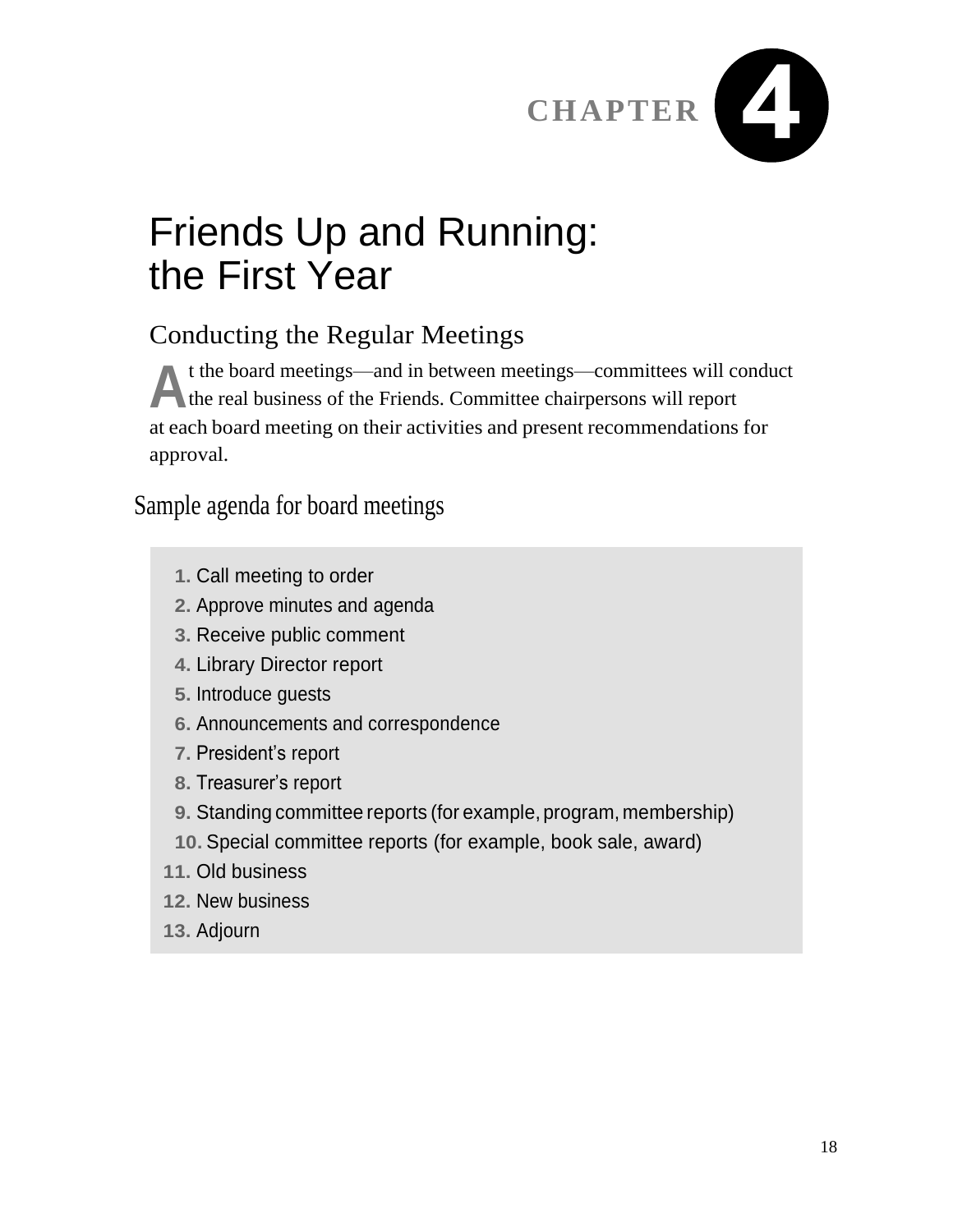CHAPTER 4

# Friends Up and Running: the First Year

## Conducting the Regular Meetings

At the board meetings—and in between meetings—committees will conduct the real business of the Friends. Committee chairpersons will report at each board meeting on their activities and present recommendations for approval.

### Sample agenda for board meetings

1. Call meeting to order
2. Approve minutes and agenda
3. Receive public comment
4. Library Director report
5. Introduce guests
6. Announcements and correspondence
7. President's report
8. Treasurer's report
9. Standing committee reports (for example, program, membership)
10. Special committee reports (for example, book sale, award)
11. Old business
12. New business
13. Adjourn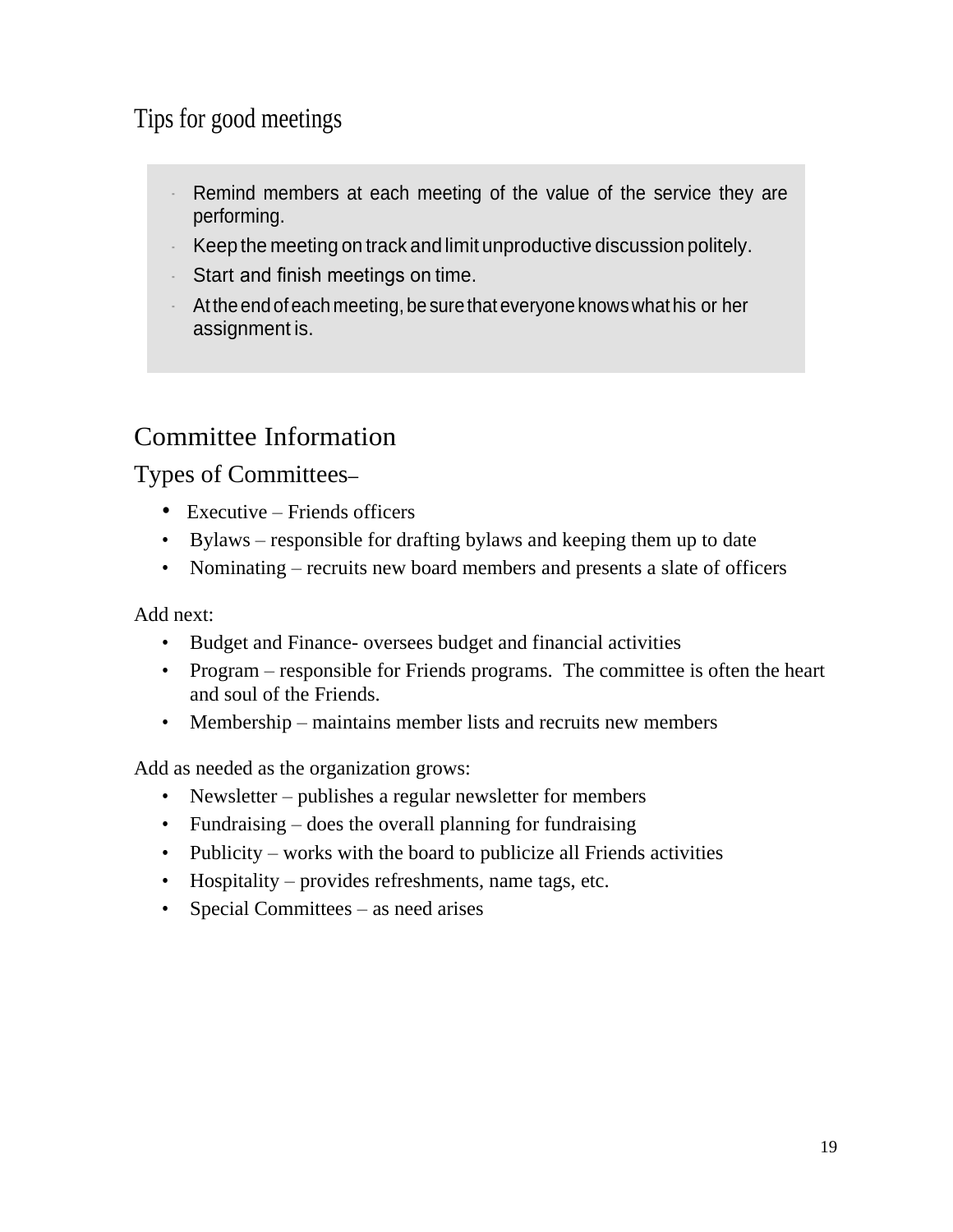## Tips for good meetings

- Remind members at each meeting of the value of the service they are performing.
- Keep the meeting on track and limit unproductive discussion politely.
- Start and finish meetings on time.
- At the end of each meeting, be sure that everyone knows what his or her assignment is.

# Committee Information

## Types of Committees–

- Executive – Friends officers
- Bylaws – responsible for drafting bylaws and keeping them up to date
- Nominating – recruits new board members and presents a slate of officers

Add next:

- Budget and Finance- oversees budget and financial activities
- Program – responsible for Friends programs. The committee is often the heart and soul of the Friends.
- Membership – maintains member lists and recruits new members

Add as needed as the organization grows:

- Newsletter – publishes a regular newsletter for members
- Fundraising – does the overall planning for fundraising
- Publicity – works with the board to publicize all Friends activities
- Hospitality – provides refreshments, name tags, etc.
- Special Committees – as need arises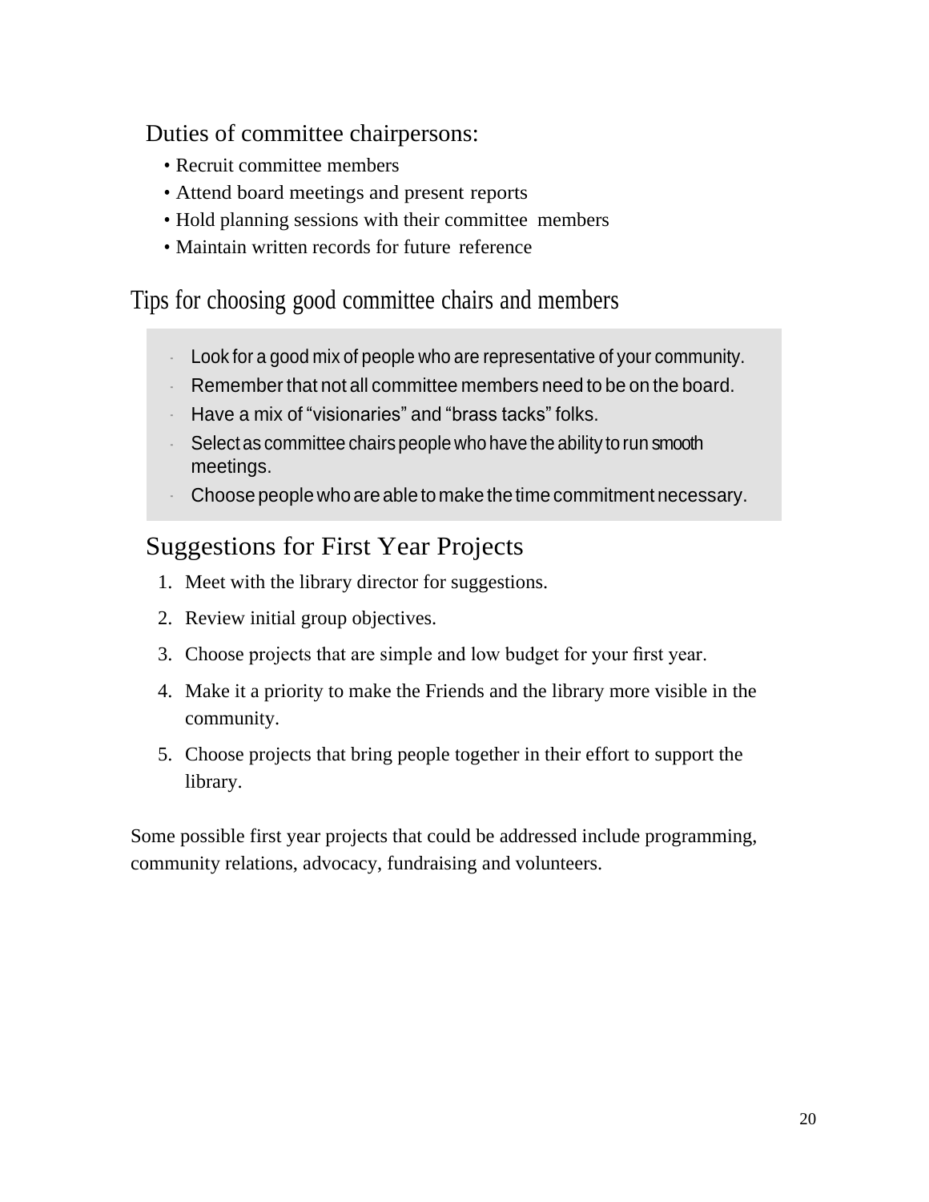## Duties of committee chairpersons:

- Recruit committee members
- Attend board meetings and present reports
- Hold planning sessions with their committee members
- Maintain written records for future reference

## Tips for choosing good committee chairs and members

- Look for a good mix of people who are representative of your community.
- Remember that not all committee members need to be on the board.
- Have a mix of "visionaries" and "brass tacks" folks.
- Select as committee chairs people who have the ability to run smooth meetings.
- Choose people who are able to make the time commitment necessary.

## Suggestions for First Year Projects

1. Meet with the library director for suggestions.
2. Review initial group objectives.
3. Choose projects that are simple and low budget for your first year.
4. Make it a priority to make the Friends and the library more visible in the community.
5. Choose projects that bring people together in their effort to support the library.

Some possible first year projects that could be addressed include programming, community relations, advocacy, fundraising and volunteers.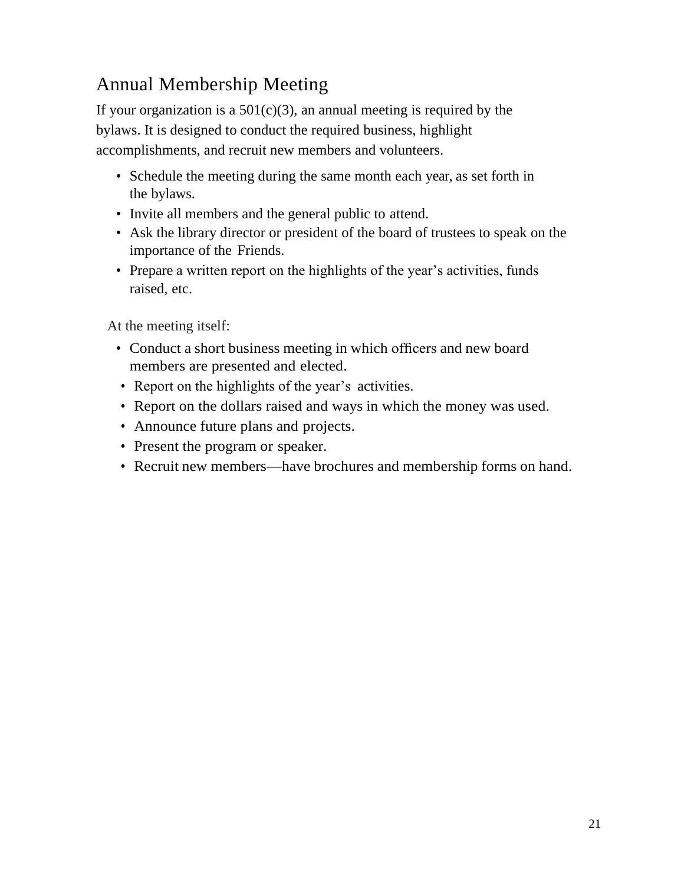## Annual Membership Meeting

If your organization is a 501(c)(3), an annual meeting is required by the bylaws. It is designed to conduct the required business, highlight accomplishments, and recruit new members and volunteers.

- Schedule the meeting during the same month each year, as set forth in the bylaws.
- Invite all members and the general public to attend.
- Ask the library director or president of the board of trustees to speak on the importance of the Friends.
- Prepare a written report on the highlights of the year's activities, funds raised, etc.

At the meeting itself:

- Conduct a short business meeting in which officers and new board members are presented and elected.
- Report on the highlights of the year's activities.
- Report on the dollars raised and ways in which the money was used.
- Announce future plans and projects.
- Present the program or speaker.
- Recruit new members—have brochures and membership forms on hand.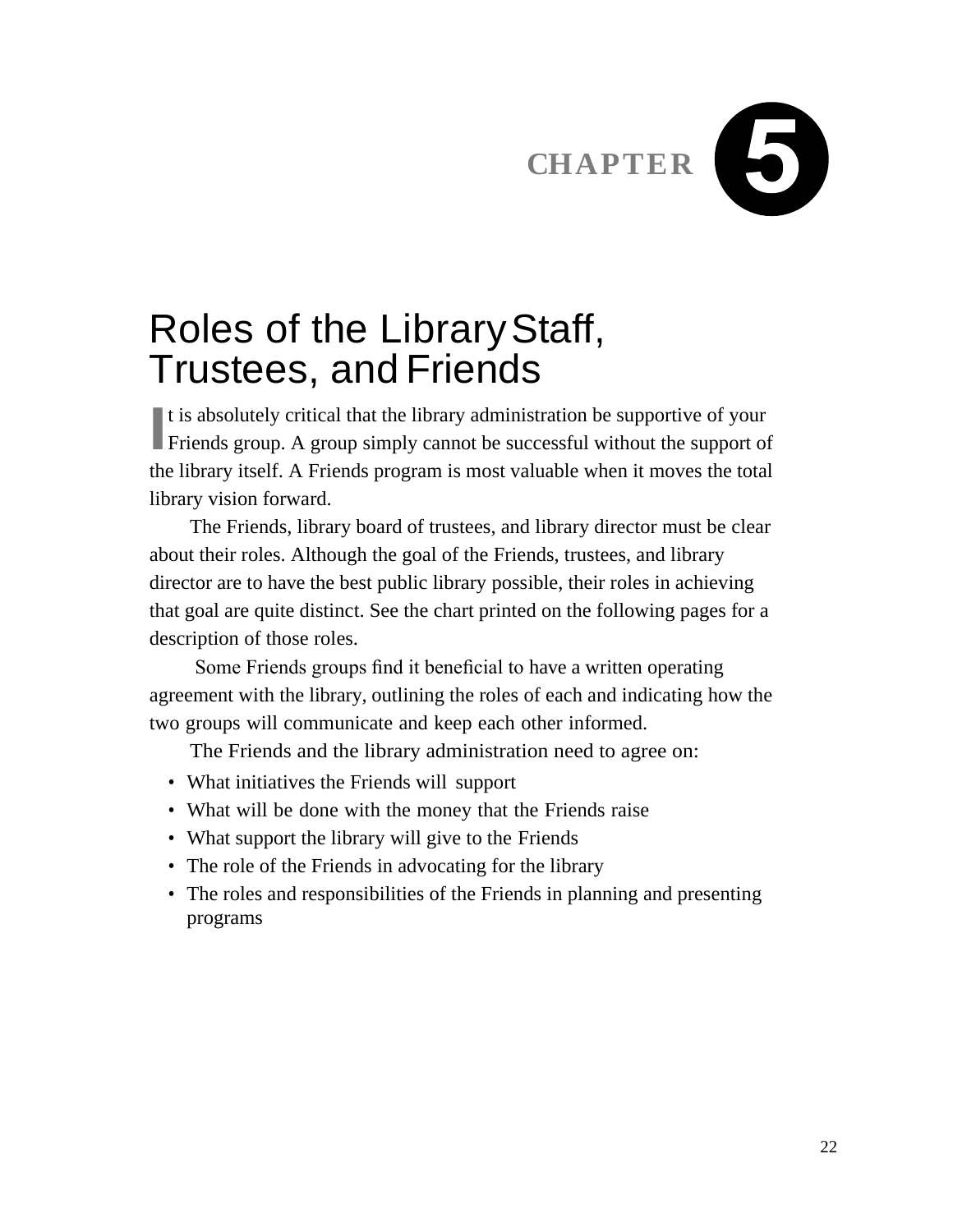# CHAPTER 5

## Roles of the Library Staff, Trustees, and Friends

It is absolutely critical that the library administration be supportive of your Friends group. A group simply cannot be successful without the support of the library itself. A Friends program is most valuable when it moves the total library vision forward.

The Friends, library board of trustees, and library director must be clear about their roles. Although the goal of the Friends, trustees, and library director are to have the best public library possible, their roles in achieving that goal are quite distinct. See the chart printed on the following pages for a description of those roles.

Some Friends groups find it beneficial to have a written operating agreement with the library, outlining the roles of each and indicating how the two groups will communicate and keep each other informed.

The Friends and the library administration need to agree on:

- What initiatives the Friends will support
- What will be done with the money that the Friends raise
- What support the library will give to the Friends
- The role of the Friends in advocating for the library
- The roles and responsibilities of the Friends in planning and presenting programs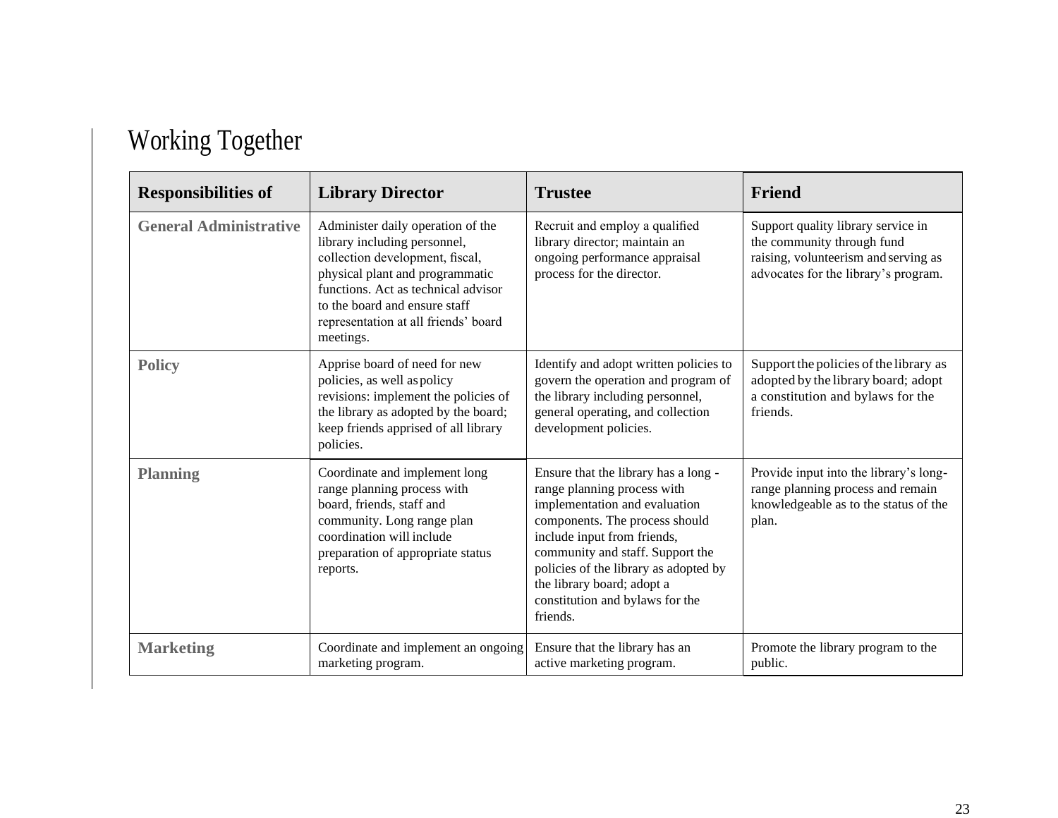# Working Together

| Responsibilities of | Library Director | Trustee | Friend |
|---|---|---|---|
| **General Administrative** | Administer daily operation of the library including personnel, collection development, fiscal, physical plant and programmatic functions. Act as technical advisor to the board and ensure staff representation at all friends' board meetings. | Recruit and employ a qualified library director; maintain an ongoing performance appraisal process for the director. | Support quality library service in the community through fund raising, volunteerism and serving as advocates for the library's program. |
| **Policy** | Apprise board of need for new policies, as well as policy revisions: implement the policies of the library as adopted by the board; keep friends apprised of all library policies. | Identify and adopt written policies to govern the operation and program of the library including personnel, general operating, and collection development policies. | Support the policies of the library as adopted by the library board; adopt a constitution and bylaws for the friends. |
| **Planning** | Coordinate and implement long range planning process with board, friends, staff and community. Long range plan coordination will include preparation of appropriate status reports. | Ensure that the library has a long - range planning process with implementation and evaluation components. The process should include input from friends, community and staff. Support the policies of the library as adopted by the library board; adopt a constitution and bylaws for the friends. | Provide input into the library's long-range planning process and remain knowledgeable as to the status of the plan. |
| **Marketing** | Coordinate and implement an ongoing marketing program. | Ensure that the library has an active marketing program. | Promote the library program to the public. |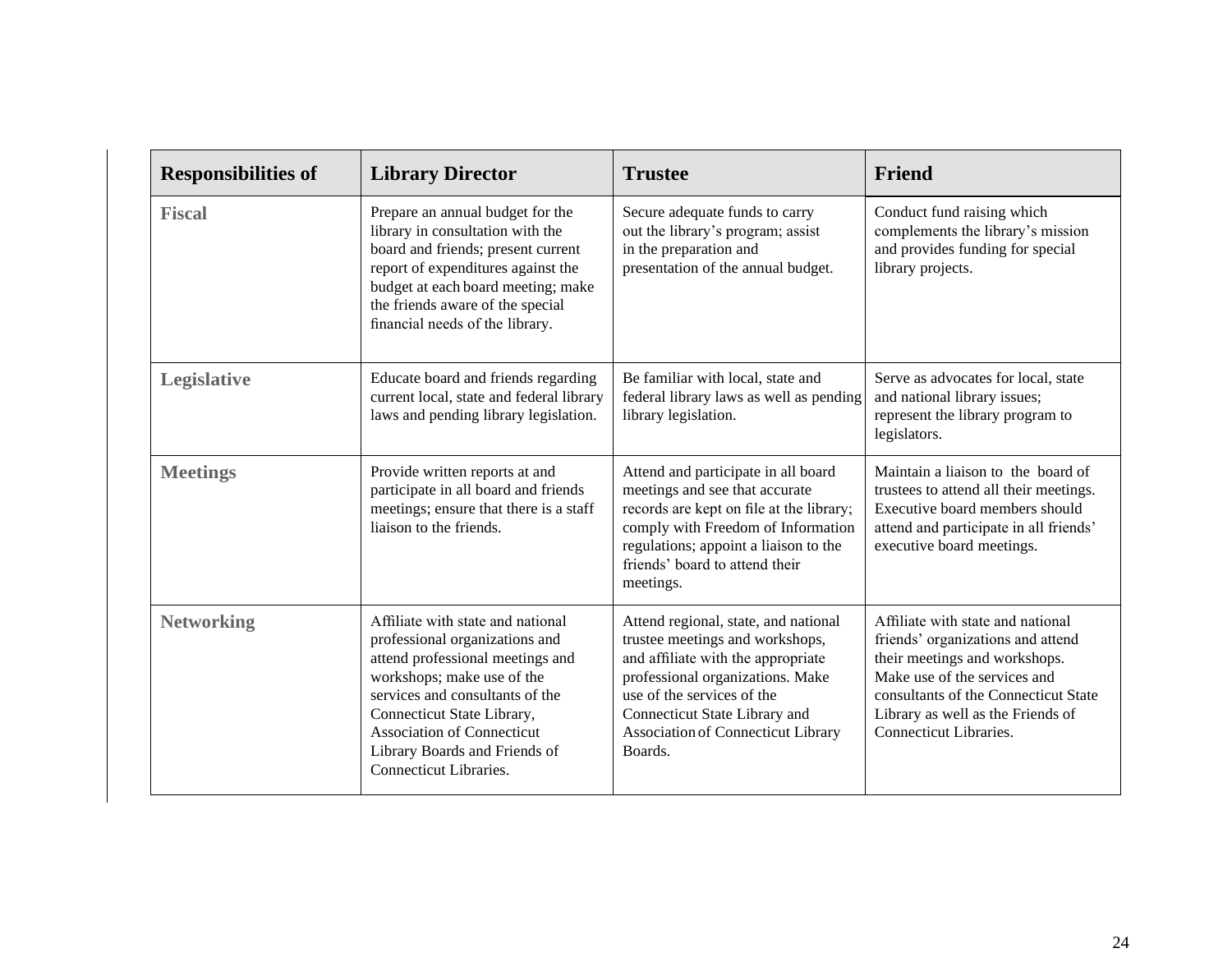| Responsibilities of | Library Director | Trustee | Friend |
| --- | --- | --- | --- |
| **Fiscal** | Prepare an annual budget for the library in consultation with the board and friends; present current report of expenditures against the budget at each board meeting; make the friends aware of the special financial needs of the library. | Secure adequate funds to carry out the library's program; assist in the preparation and presentation of the annual budget. | Conduct fund raising which complements the library's mission and provides funding for special library projects. |
| **Legislative** | Educate board and friends regarding current local, state and federal library laws and pending library legislation. | Be familiar with local, state and federal library laws as well as pending library legislation. | Serve as advocates for local, state and national library issues; represent the library program to legislators. |
| **Meetings** | Provide written reports at and participate in all board and friends meetings; ensure that there is a staff liaison to the friends. | Attend and participate in all board meetings and see that accurate records are kept on file at the library; comply with Freedom of Information regulations; appoint a liaison to the friends' board to attend their meetings. | Maintain a liaison to the board of trustees to attend all their meetings. Executive board members should attend and participate in all friends' executive board meetings. |
| **Networking** | Affiliate with state and national professional organizations and attend professional meetings and workshops; make use of the services and consultants of the Connecticut State Library, Association of Connecticut Library Boards and Friends of Connecticut Libraries. | Attend regional, state, and national trustee meetings and workshops, and affiliate with the appropriate professional organizations. Make use of the services of the Connecticut State Library and Association of Connecticut Library Boards. | Affiliate with state and national friends' organizations and attend their meetings and workshops. Make use of the services and consultants of the Connecticut State Library as well as the Friends of Connecticut Libraries. |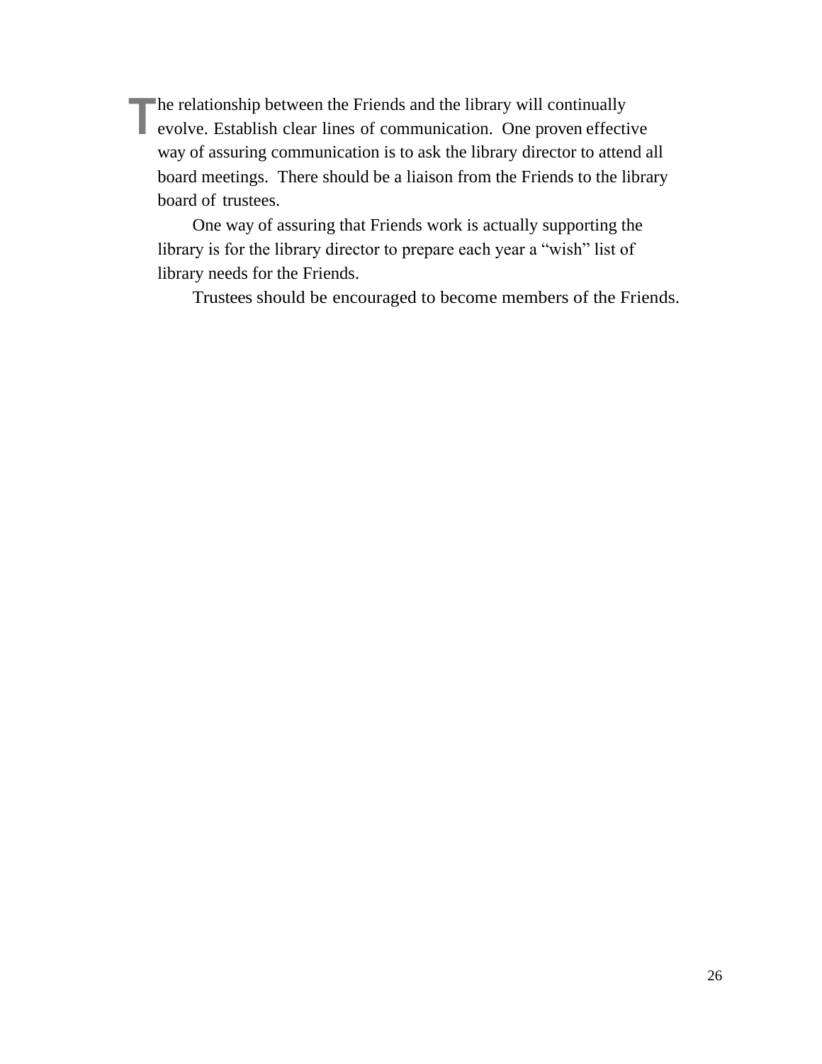The relationship between the Friends and the library will continually evolve. Establish clear lines of communication. One proven effective way of assuring communication is to ask the library director to attend all board meetings. There should be a liaison from the Friends to the library board of trustees.

One way of assuring that Friends work is actually supporting the library is for the library director to prepare each year a "wish" list of library needs for the Friends.

Trustees should be encouraged to become members of the Friends.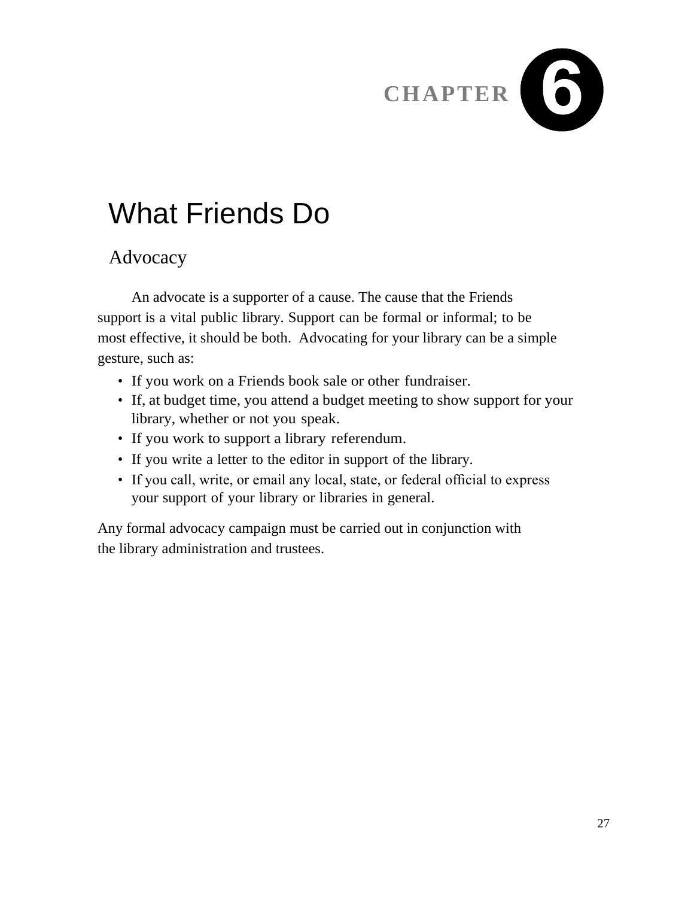CHAPTER 6

# What Friends Do

## Advocacy

An advocate is a supporter of a cause. The cause that the Friends support is a vital public library. Support can be formal or informal; to be most effective, it should be both.  Advocating for your library can be a simple gesture, such as:

- If you work on a Friends book sale or other fundraiser.
- If, at budget time, you attend a budget meeting to show support for your library, whether or not you speak.
- If you work to support a library referendum.
- If you write a letter to the editor in support of the library.
- If you call, write, or email any local, state, or federal official to express your support of your library or libraries in general.

Any formal advocacy campaign must be carried out in conjunction with the library administration and trustees.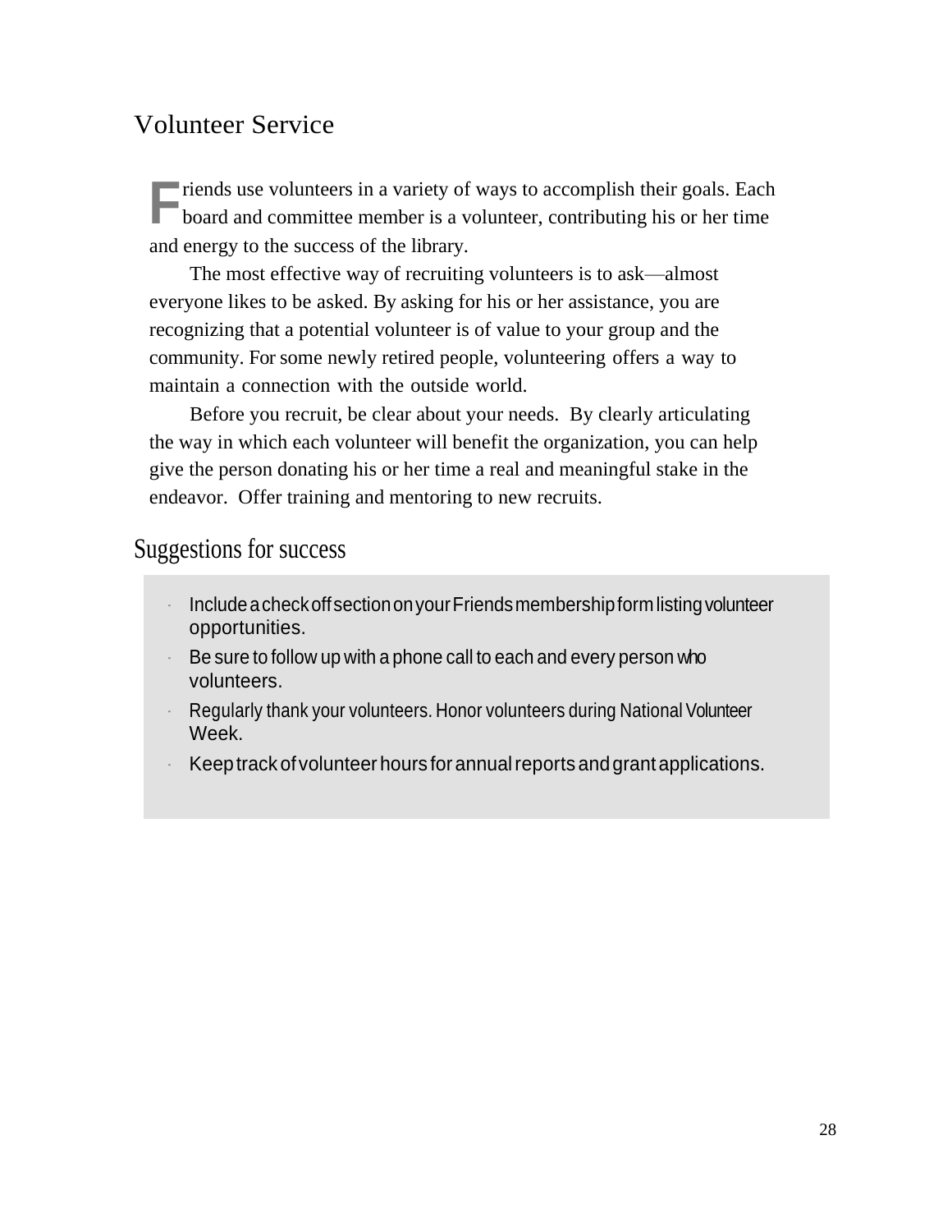# Volunteer Service

Friends use volunteers in a variety of ways to accomplish their goals. Each board and committee member is a volunteer, contributing his or her time and energy to the success of the library.

The most effective way of recruiting volunteers is to ask—almost everyone likes to be asked. By asking for his or her assistance, you are recognizing that a potential volunteer is of value to your group and the community. For some newly retired people, volunteering offers a way to maintain a connection with the outside world.

Before you recruit, be clear about your needs. By clearly articulating the way in which each volunteer will benefit the organization, you can help give the person donating his or her time a real and meaningful stake in the endeavor. Offer training and mentoring to new recruits.

## Suggestions for success

- Include a check off section on your Friends membership form listing volunteer opportunities.
- Be sure to follow up with a phone call to each and every person who volunteers.
- Regularly thank your volunteers. Honor volunteers during National Volunteer Week.
- Keep track of volunteer hours for annual reports and grant applications.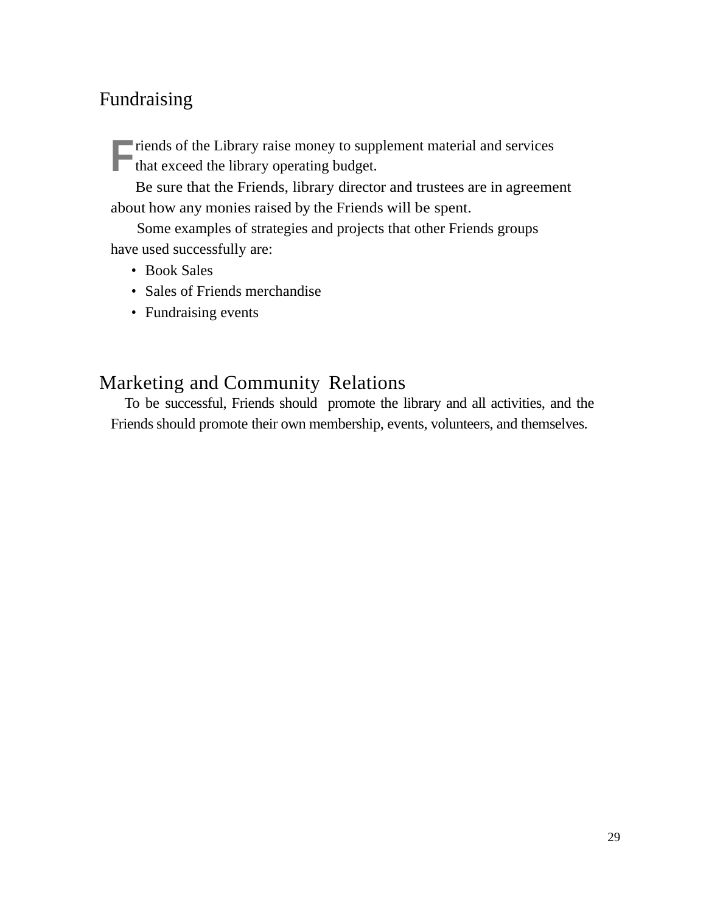## Fundraising

Friends of the Library raise money to supplement material and services that exceed the library operating budget.

Be sure that the Friends, library director and trustees are in agreement about how any monies raised by the Friends will be spent.

Some examples of strategies and projects that other Friends groups have used successfully are:

- Book Sales
- Sales of Friends merchandise
- Fundraising events

## Marketing and Community Relations

To be successful, Friends should promote the library and all activities, and the Friends should promote their own membership, events, volunteers, and themselves.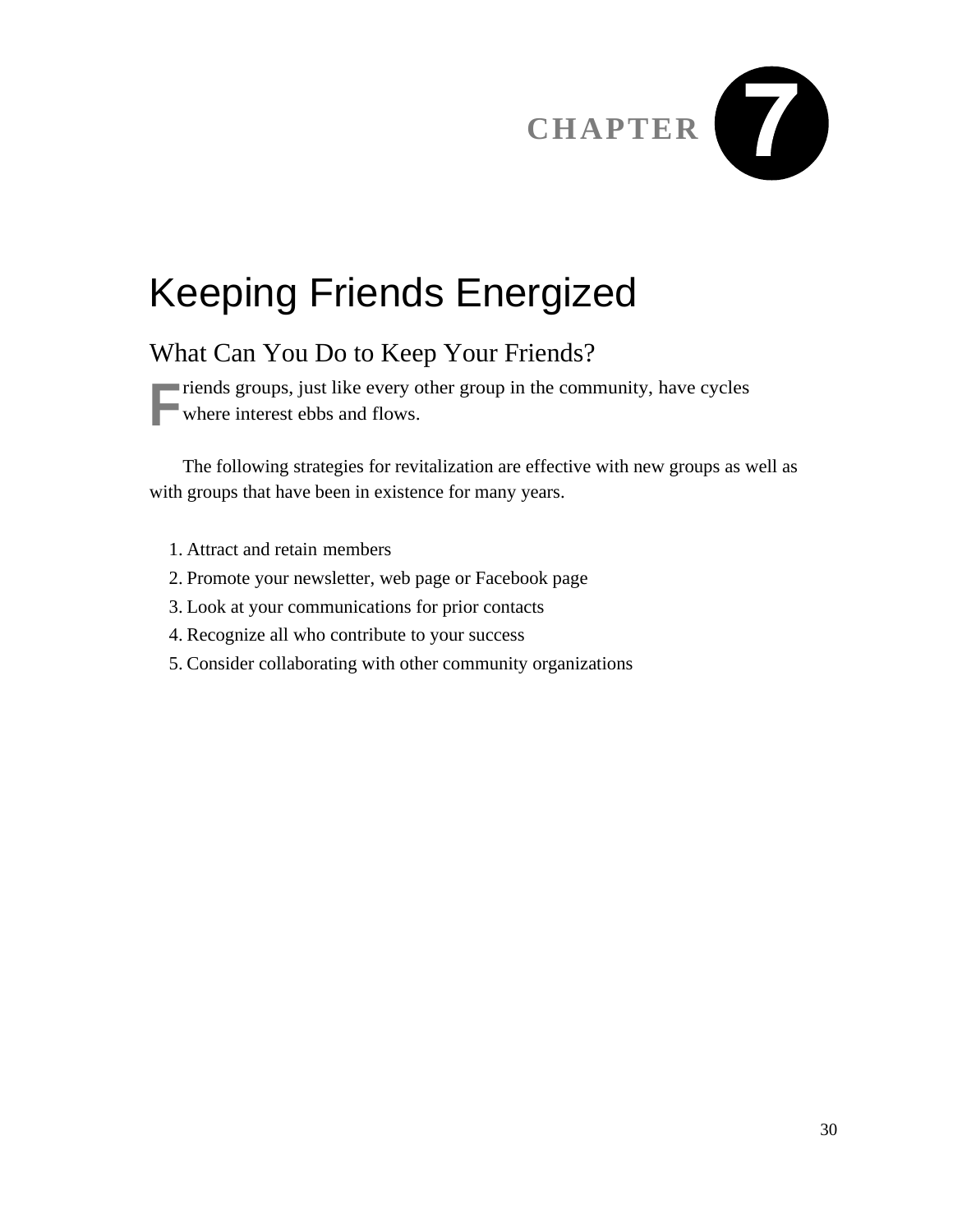# CHAPTER 7

# Keeping Friends Energized

## What Can You Do to Keep Your Friends?

Friends groups, just like every other group in the community, have cycles where interest ebbs and flows.

The following strategies for revitalization are effective with new groups as well as with groups that have been in existence for many years.

1. Attract and retain members
2. Promote your newsletter, web page or Facebook page
3. Look at your communications for prior contacts
4. Recognize all who contribute to your success
5. Consider collaborating with other community organizations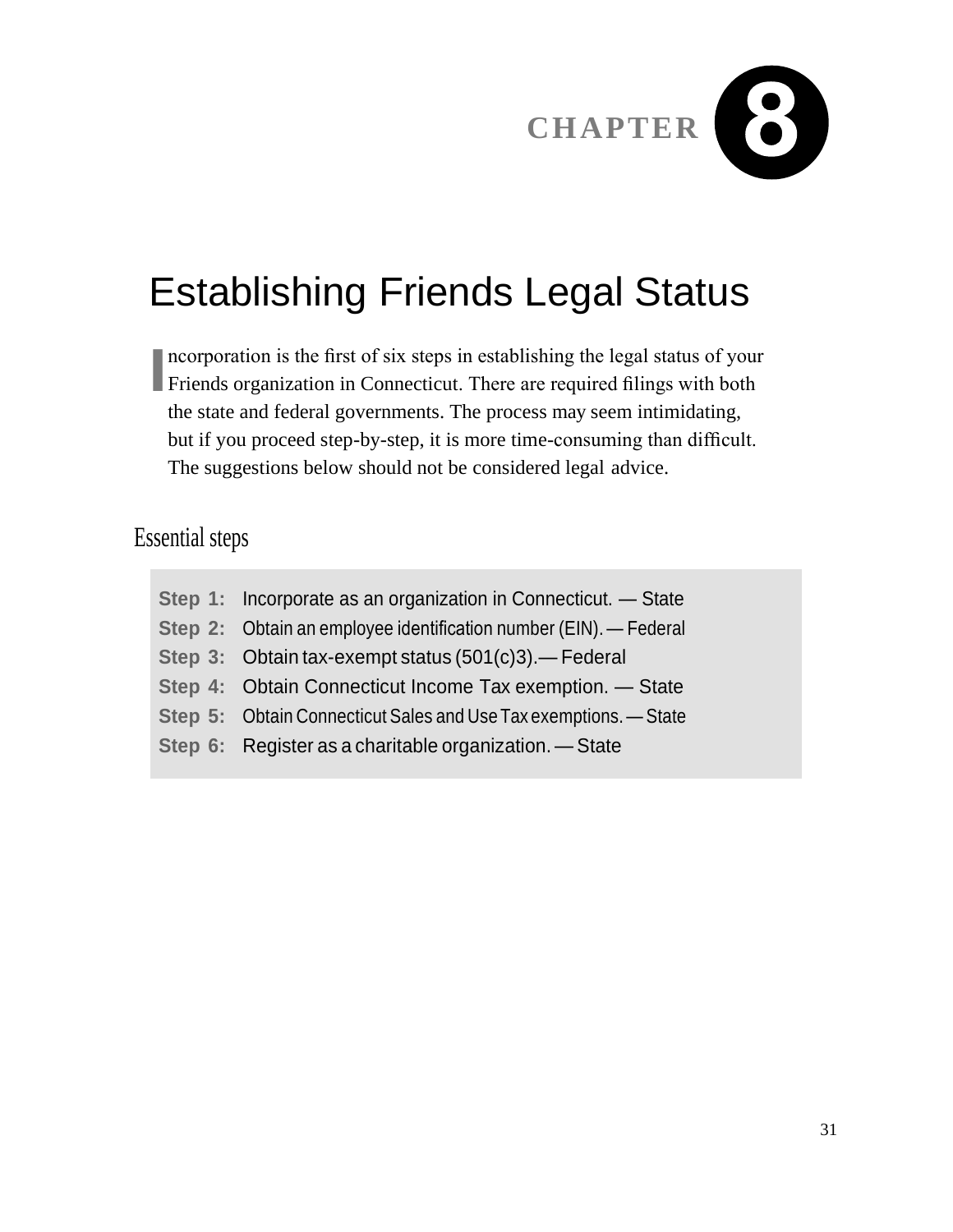# CHAPTER 8

## Establishing Friends Legal Status

Incorporation is the first of six steps in establishing the legal status of your Friends organization in Connecticut. There are required filings with both the state and federal governments. The process may seem intimidating, but if you proceed step-by-step, it is more time-consuming than difficult. The suggestions below should not be considered legal advice.

### Essential steps

**Step 1:** Incorporate as an organization in Connecticut. — State

**Step 2:** Obtain an employee identification number (EIN). — Federal

**Step 3:** Obtain tax-exempt status (501(c)3).— Federal

**Step 4:** Obtain Connecticut Income Tax exemption. — State

**Step 5:** Obtain Connecticut Sales and Use Tax exemptions. — State

**Step 6:** Register as a charitable organization. — State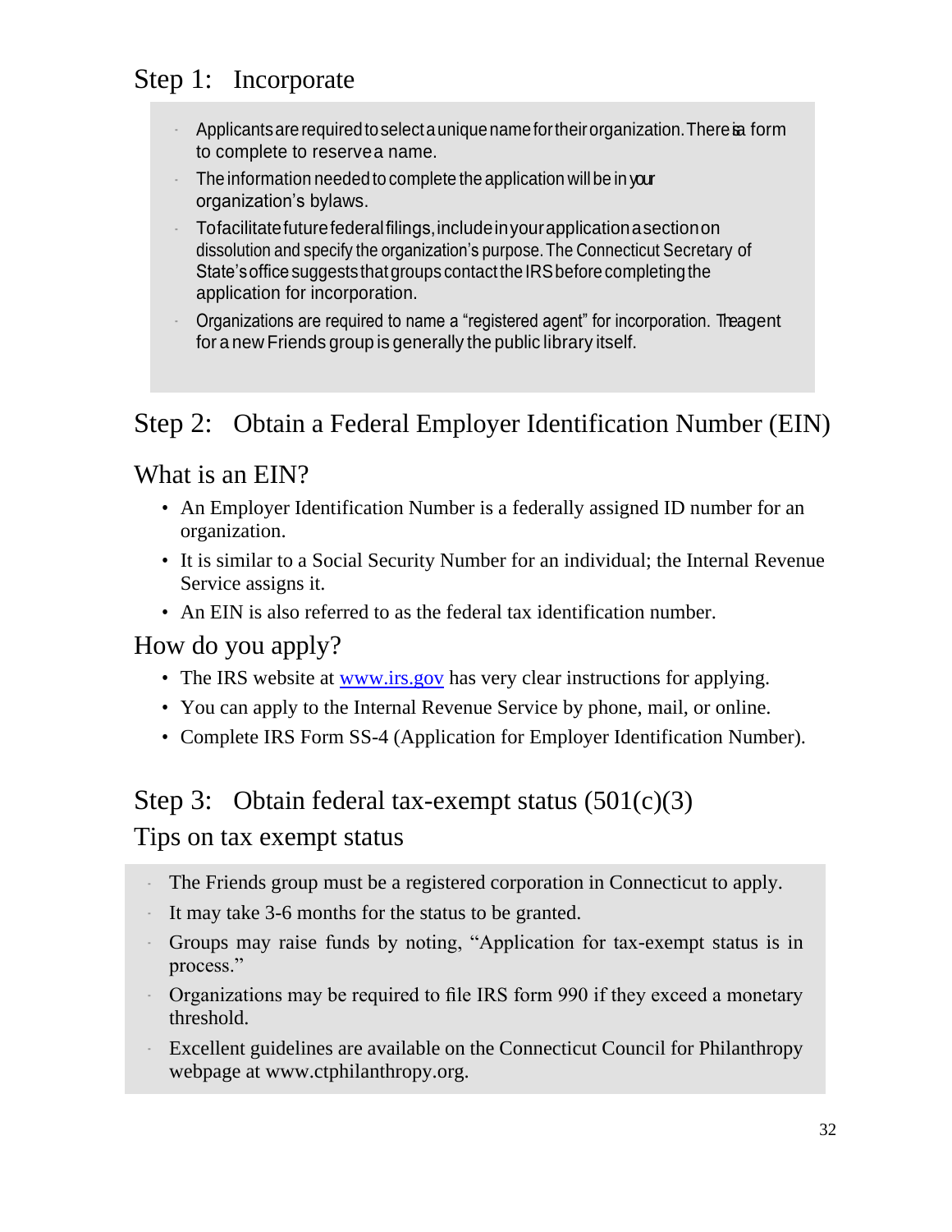## Step 1: Incorporate

- Applicants are required to select a unique name for their organization. There is a form to complete to reserve a name.
- The information needed to complete the application will be in your organization's bylaws.
- To facilitate future federal filings, include in your application a section on dissolution and specify the organization's purpose. The Connecticut Secretary of State's office suggests that groups contact the IRS before completing the application for incorporation.
- Organizations are required to name a "registered agent" for incorporation. The agent for a new Friends group is generally the public library itself.

## Step 2: Obtain a Federal Employer Identification Number (EIN)

### What is an EIN?

- An Employer Identification Number is a federally assigned ID number for an organization.
- It is similar to a Social Security Number for an individual; the Internal Revenue Service assigns it.
- An EIN is also referred to as the federal tax identification number.

### How do you apply?

- The IRS website at [www.irs.gov](http://www.irs.gov) has very clear instructions for applying.
- You can apply to the Internal Revenue Service by phone, mail, or online.
- Complete IRS Form SS-4 (Application for Employer Identification Number).

## Step 3: Obtain federal tax-exempt status (501(c)(3)

### Tips on tax exempt status

- The Friends group must be a registered corporation in Connecticut to apply.
- It may take 3-6 months for the status to be granted.
- Groups may raise funds by noting, "Application for tax-exempt status is in process."
- Organizations may be required to file IRS form 990 if they exceed a monetary threshold.
- Excellent guidelines are available on the Connecticut Council for Philanthropy webpage at www.ctphilanthropy.org.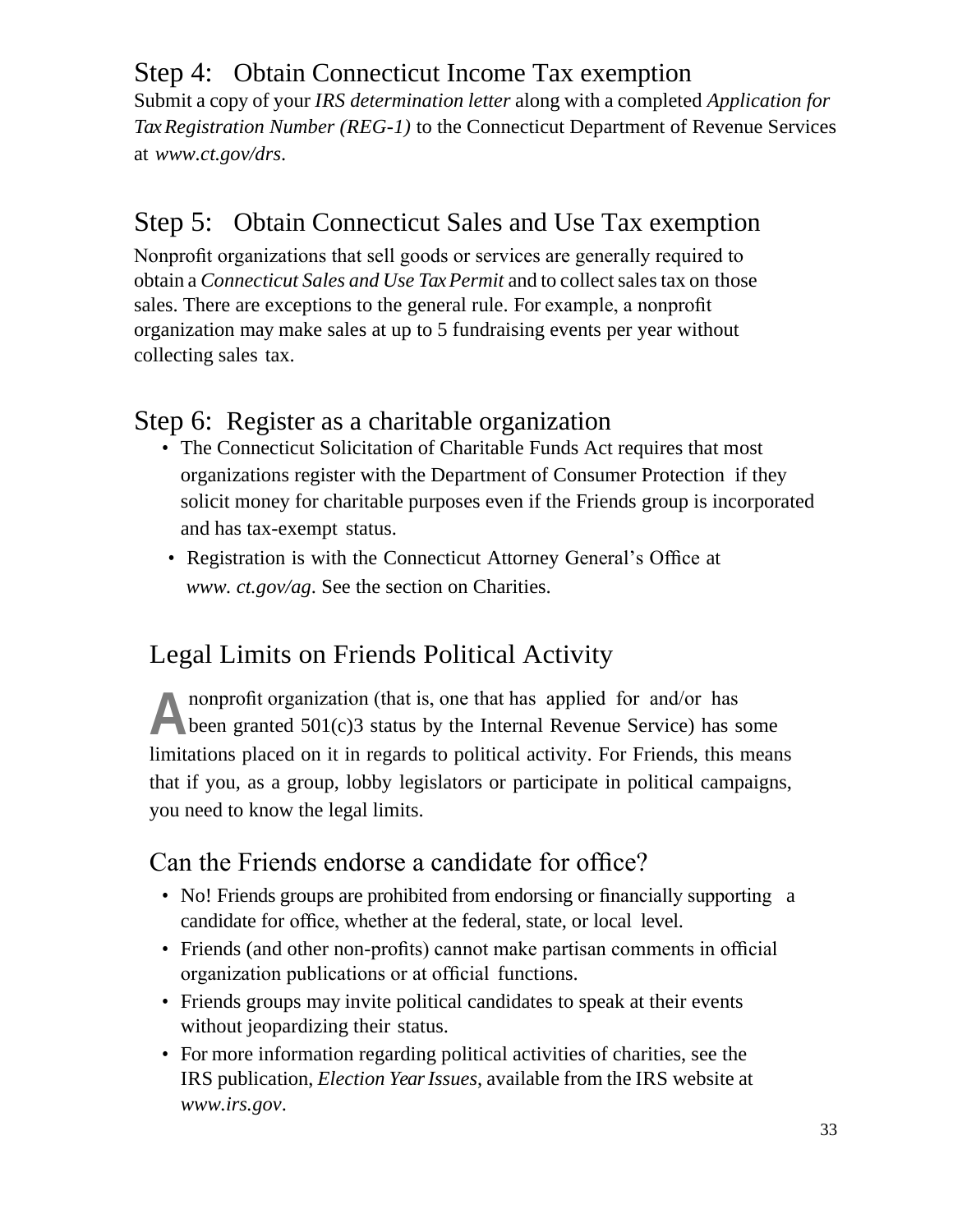## Step 4: Obtain Connecticut Income Tax exemption

Submit a copy of your *IRS determination letter* along with a completed *Application for Tax Registration Number (REG-1)* to the Connecticut Department of Revenue Services at *www.ct.gov/drs*.

## Step 5: Obtain Connecticut Sales and Use Tax exemption

Nonprofit organizations that sell goods or services are generally required to obtain a *Connecticut Sales and Use Tax Permit* and to collect sales tax on those sales. There are exceptions to the general rule. For example, a nonprofit organization may make sales at up to 5 fundraising events per year without collecting sales tax.

## Step 6: Register as a charitable organization

- The Connecticut Solicitation of Charitable Funds Act requires that most organizations register with the Department of Consumer Protection if they solicit money for charitable purposes even if the Friends group is incorporated and has tax-exempt status.
- Registration is with the Connecticut Attorney General's Office at *www. ct.gov/ag*. See the section on Charities.

## Legal Limits on Friends Political Activity

A nonprofit organization (that is, one that has applied for and/or has been granted 501(c)3 status by the Internal Revenue Service) has some limitations placed on it in regards to political activity. For Friends, this means that if you, as a group, lobby legislators or participate in political campaigns, you need to know the legal limits.

### Can the Friends endorse a candidate for office?

- No! Friends groups are prohibited from endorsing or financially supporting a candidate for office, whether at the federal, state, or local level.
- Friends (and other non-profits) cannot make partisan comments in official organization publications or at official functions.
- Friends groups may invite political candidates to speak at their events without jeopardizing their status.
- For more information regarding political activities of charities, see the IRS publication, *Election Year Issues*, available from the IRS website at *www.irs.gov*.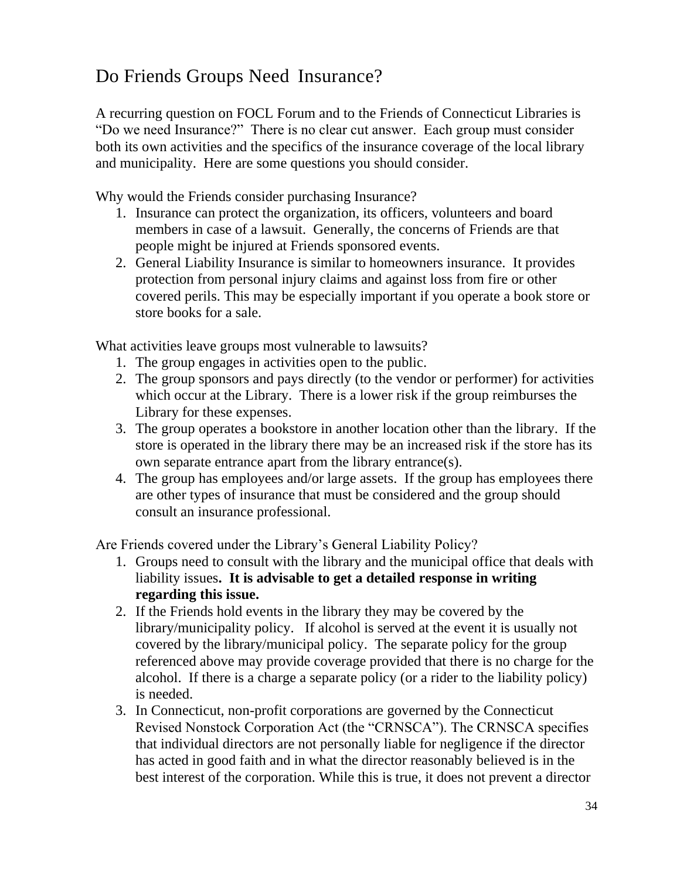# Do Friends Groups Need Insurance?

A recurring question on FOCL Forum and to the Friends of Connecticut Libraries is "Do we need Insurance?" There is no clear cut answer. Each group must consider both its own activities and the specifics of the insurance coverage of the local library and municipality. Here are some questions you should consider.

Why would the Friends consider purchasing Insurance?

1. Insurance can protect the organization, its officers, volunteers and board members in case of a lawsuit. Generally, the concerns of Friends are that people might be injured at Friends sponsored events.
2. General Liability Insurance is similar to homeowners insurance. It provides protection from personal injury claims and against loss from fire or other covered perils. This may be especially important if you operate a book store or store books for a sale.

What activities leave groups most vulnerable to lawsuits?

1. The group engages in activities open to the public.
2. The group sponsors and pays directly (to the vendor or performer) for activities which occur at the Library. There is a lower risk if the group reimburses the Library for these expenses.
3. The group operates a bookstore in another location other than the library. If the store is operated in the library there may be an increased risk if the store has its own separate entrance apart from the library entrance(s).
4. The group has employees and/or large assets. If the group has employees there are other types of insurance that must be considered and the group should consult an insurance professional.

Are Friends covered under the Library's General Liability Policy?

1. Groups need to consult with the library and the municipal office that deals with liability issues**. It is advisable to get a detailed response in writing regarding this issue.**
2. If the Friends hold events in the library they may be covered by the library/municipality policy. If alcohol is served at the event it is usually not covered by the library/municipal policy. The separate policy for the group referenced above may provide coverage provided that there is no charge for the alcohol. If there is a charge a separate policy (or a rider to the liability policy) is needed.
3. In Connecticut, non-profit corporations are governed by the Connecticut Revised Nonstock Corporation Act (the "CRNSCA"). The CRNSCA specifies that individual directors are not personally liable for negligence if the director has acted in good faith and in what the director reasonably believed is in the best interest of the corporation. While this is true, it does not prevent a director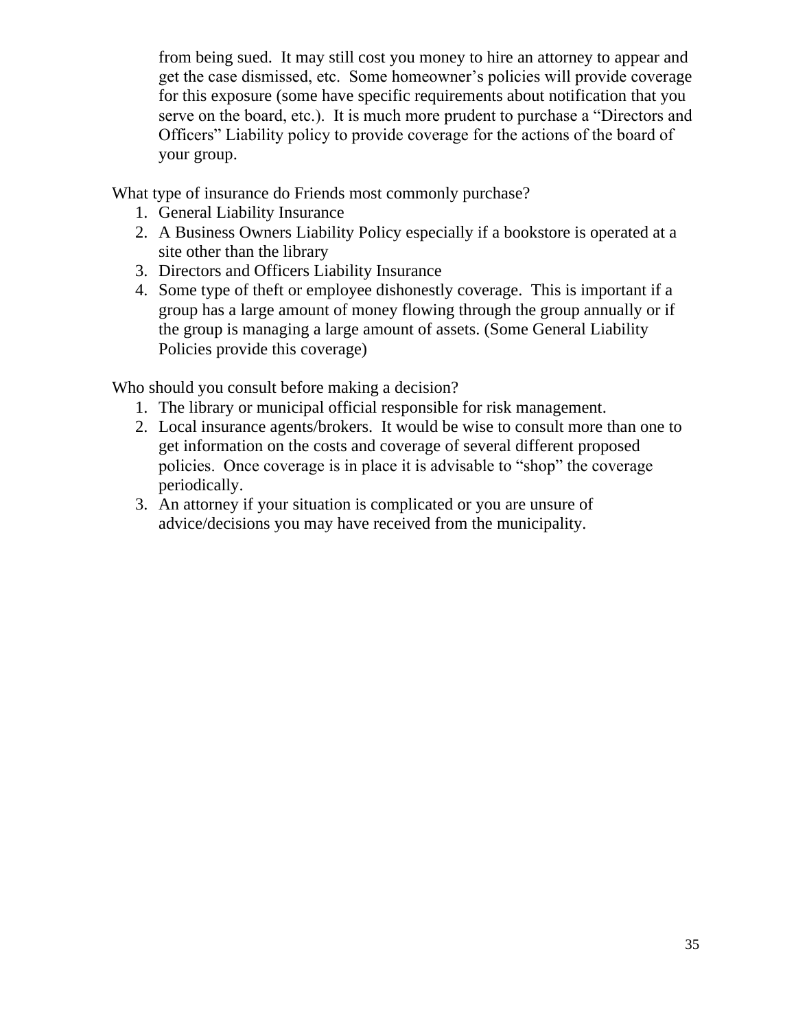from being sued. It may still cost you money to hire an attorney to appear and get the case dismissed, etc. Some homeowner's policies will provide coverage for this exposure (some have specific requirements about notification that you serve on the board, etc.). It is much more prudent to purchase a "Directors and Officers" Liability policy to provide coverage for the actions of the board of your group.

What type of insurance do Friends most commonly purchase?

1. General Liability Insurance
2. A Business Owners Liability Policy especially if a bookstore is operated at a site other than the library
3. Directors and Officers Liability Insurance
4. Some type of theft or employee dishonestly coverage. This is important if a group has a large amount of money flowing through the group annually or if the group is managing a large amount of assets. (Some General Liability Policies provide this coverage)

Who should you consult before making a decision?

1. The library or municipal official responsible for risk management.
2. Local insurance agents/brokers. It would be wise to consult more than one to get information on the costs and coverage of several different proposed policies. Once coverage is in place it is advisable to "shop" the coverage periodically.
3. An attorney if your situation is complicated or you are unsure of advice/decisions you may have received from the municipality.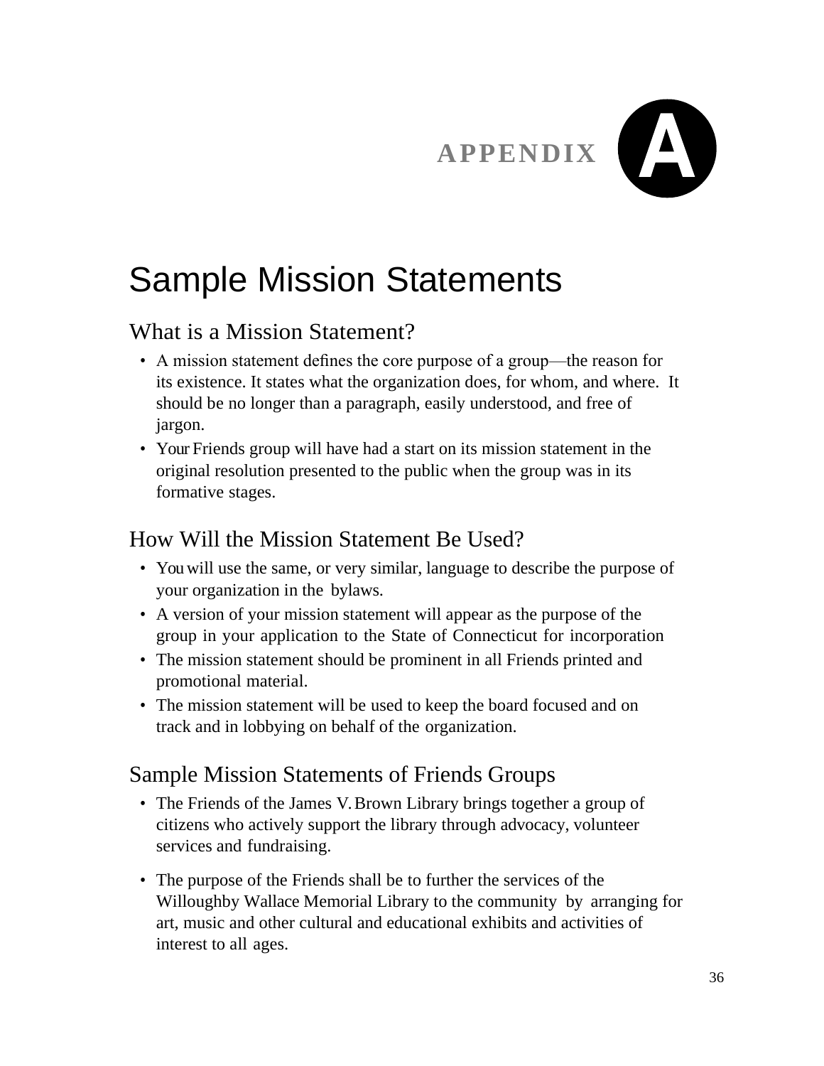# APPENDIX A

# Sample Mission Statements

## What is a Mission Statement?

- A mission statement defines the core purpose of a group—the reason for its existence. It states what the organization does, for whom, and where. It should be no longer than a paragraph, easily understood, and free of jargon.
- Your Friends group will have had a start on its mission statement in the original resolution presented to the public when the group was in its formative stages.

## How Will the Mission Statement Be Used?

- You will use the same, or very similar, language to describe the purpose of your organization in the bylaws.
- A version of your mission statement will appear as the purpose of the group in your application to the State of Connecticut for incorporation
- The mission statement should be prominent in all Friends printed and promotional material.
- The mission statement will be used to keep the board focused and on track and in lobbying on behalf of the organization.

## Sample Mission Statements of Friends Groups

- The Friends of the James V. Brown Library brings together a group of citizens who actively support the library through advocacy, volunteer services and fundraising.
- The purpose of the Friends shall be to further the services of the Willoughby Wallace Memorial Library to the community by arranging for art, music and other cultural and educational exhibits and activities of interest to all ages.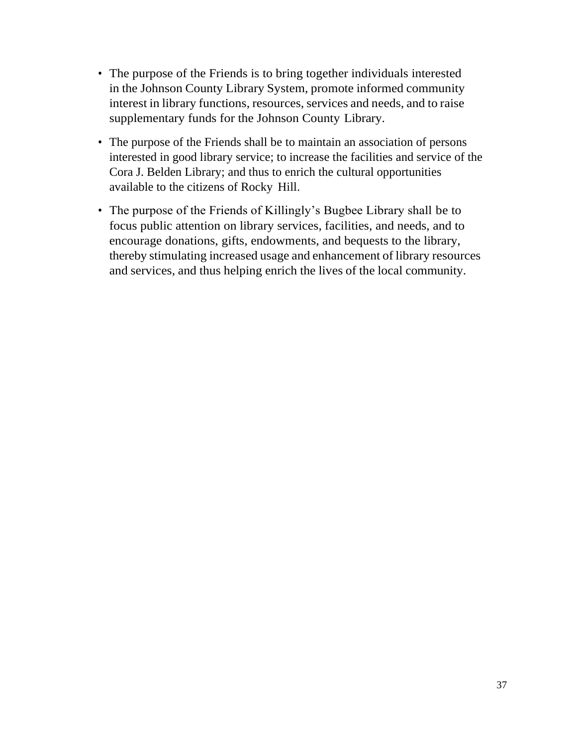- The purpose of the Friends is to bring together individuals interested in the Johnson County Library System, promote informed community interest in library functions, resources, services and needs, and to raise supplementary funds for the Johnson County Library.
- The purpose of the Friends shall be to maintain an association of persons interested in good library service; to increase the facilities and service of the Cora J. Belden Library; and thus to enrich the cultural opportunities available to the citizens of Rocky Hill.
- The purpose of the Friends of Killingly's Bugbee Library shall be to focus public attention on library services, facilities, and needs, and to encourage donations, gifts, endowments, and bequests to the library, thereby stimulating increased usage and enhancement of library resources and services, and thus helping enrich the lives of the local community.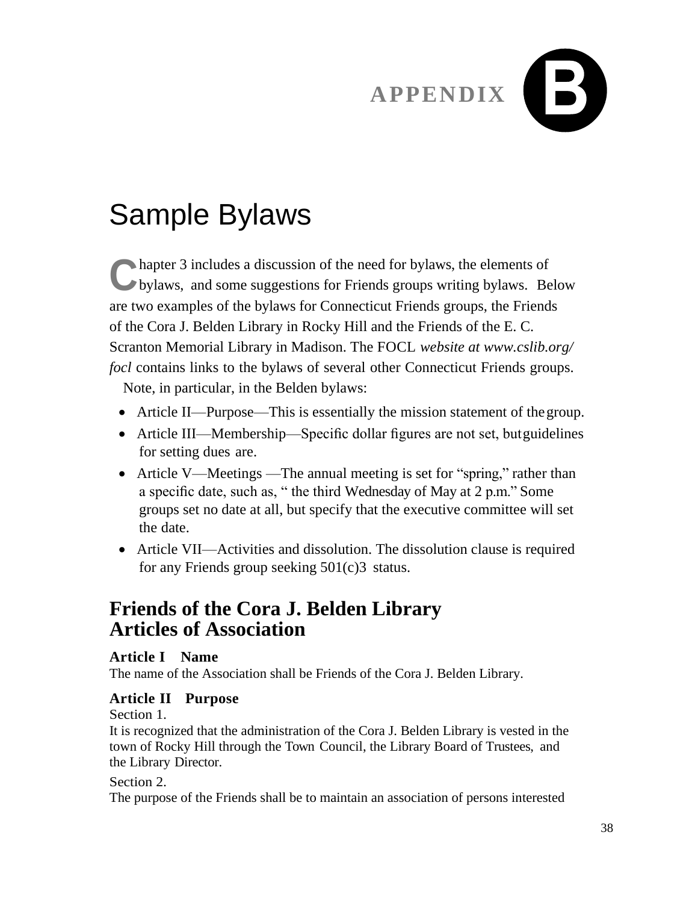# APPENDIX B

# Sample Bylaws

Chapter 3 includes a discussion of the need for bylaws, the elements of bylaws, and some suggestions for Friends groups writing bylaws. Below are two examples of the bylaws for Connecticut Friends groups, the Friends of the Cora J. Belden Library in Rocky Hill and the Friends of the E. C. Scranton Memorial Library in Madison. The FOCL *website at www.cslib.org/focl* contains links to the bylaws of several other Connecticut Friends groups.

Note, in particular, in the Belden bylaws:

- Article II—Purpose—This is essentially the mission statement of the group.
- Article III—Membership—Specific dollar figures are not set, but guidelines for setting dues are.
- Article V—Meetings —The annual meeting is set for "spring," rather than a specific date, such as, " the third Wednesday of May at 2 p.m." Some groups set no date at all, but specify that the executive committee will set the date.
- Article VII—Activities and dissolution. The dissolution clause is required for any Friends group seeking 501(c)3 status.

## Friends of the Cora J. Belden Library Articles of Association

### Article I Name

The name of the Association shall be Friends of the Cora J. Belden Library.

### Article II Purpose

Section 1.

It is recognized that the administration of the Cora J. Belden Library is vested in the town of Rocky Hill through the Town Council, the Library Board of Trustees, and the Library Director.

Section 2.

The purpose of the Friends shall be to maintain an association of persons interested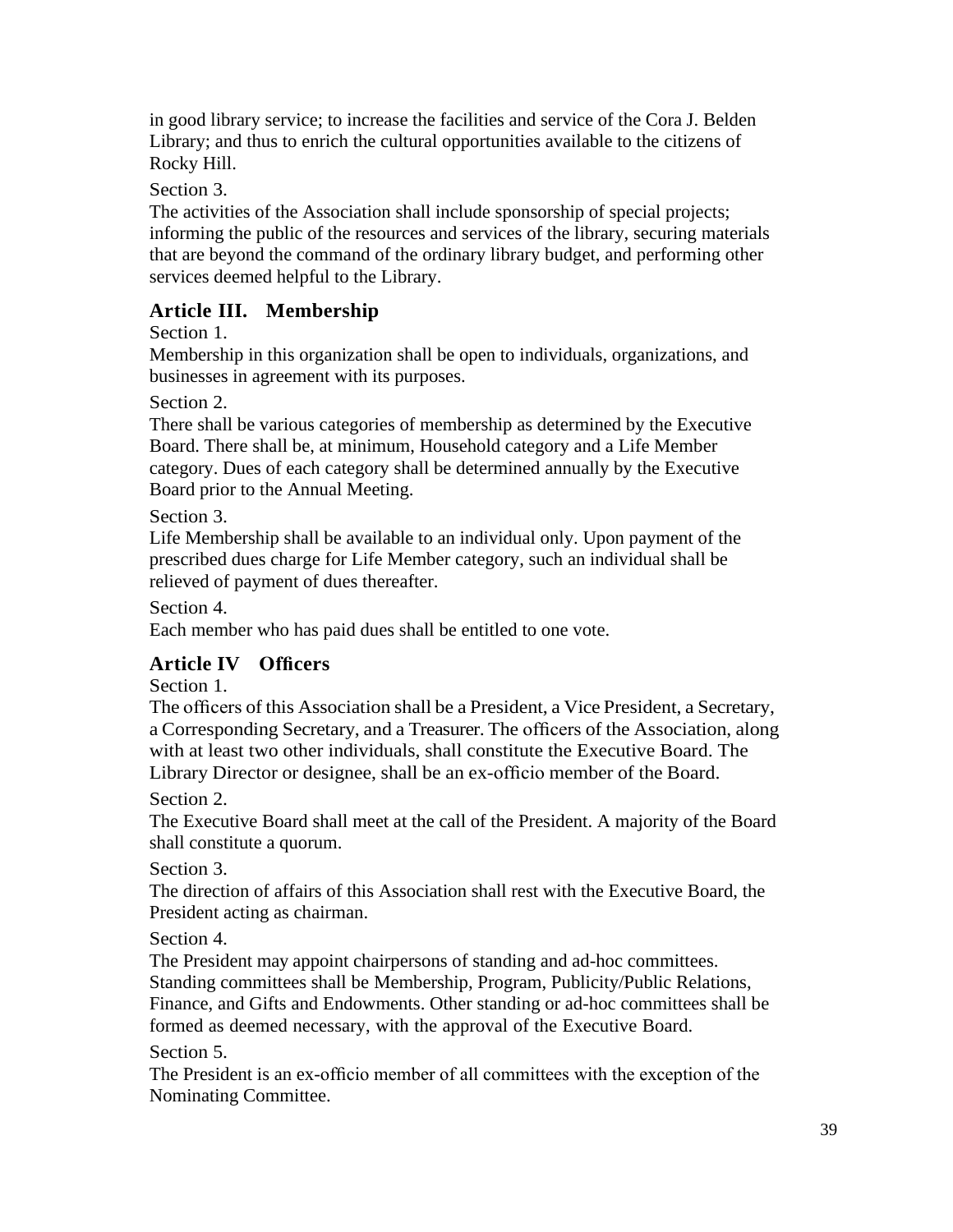in good library service; to increase the facilities and service of the Cora J. Belden Library; and thus to enrich the cultural opportunities available to the citizens of Rocky Hill.

Section 3.

The activities of the Association shall include sponsorship of special projects; informing the public of the resources and services of the library, securing materials that are beyond the command of the ordinary library budget, and performing other services deemed helpful to the Library.

## Article III. Membership

Section 1.

Membership in this organization shall be open to individuals, organizations, and businesses in agreement with its purposes.

Section 2.

There shall be various categories of membership as determined by the Executive Board. There shall be, at minimum, Household category and a Life Member category. Dues of each category shall be determined annually by the Executive Board prior to the Annual Meeting.

Section 3.

Life Membership shall be available to an individual only. Upon payment of the prescribed dues charge for Life Member category, such an individual shall be relieved of payment of dues thereafter.

Section 4.

Each member who has paid dues shall be entitled to one vote.

## Article IV Officers

Section 1.

The officers of this Association shall be a President, a Vice President, a Secretary, a Corresponding Secretary, and a Treasurer. The officers of the Association, along with at least two other individuals, shall constitute the Executive Board. The Library Director or designee, shall be an ex-officio member of the Board.

Section 2.

The Executive Board shall meet at the call of the President. A majority of the Board shall constitute a quorum.

Section 3.

The direction of affairs of this Association shall rest with the Executive Board, the President acting as chairman.

Section 4.

The President may appoint chairpersons of standing and ad-hoc committees. Standing committees shall be Membership, Program, Publicity/Public Relations, Finance, and Gifts and Endowments. Other standing or ad-hoc committees shall be formed as deemed necessary, with the approval of the Executive Board.

Section 5.

The President is an ex-officio member of all committees with the exception of the Nominating Committee.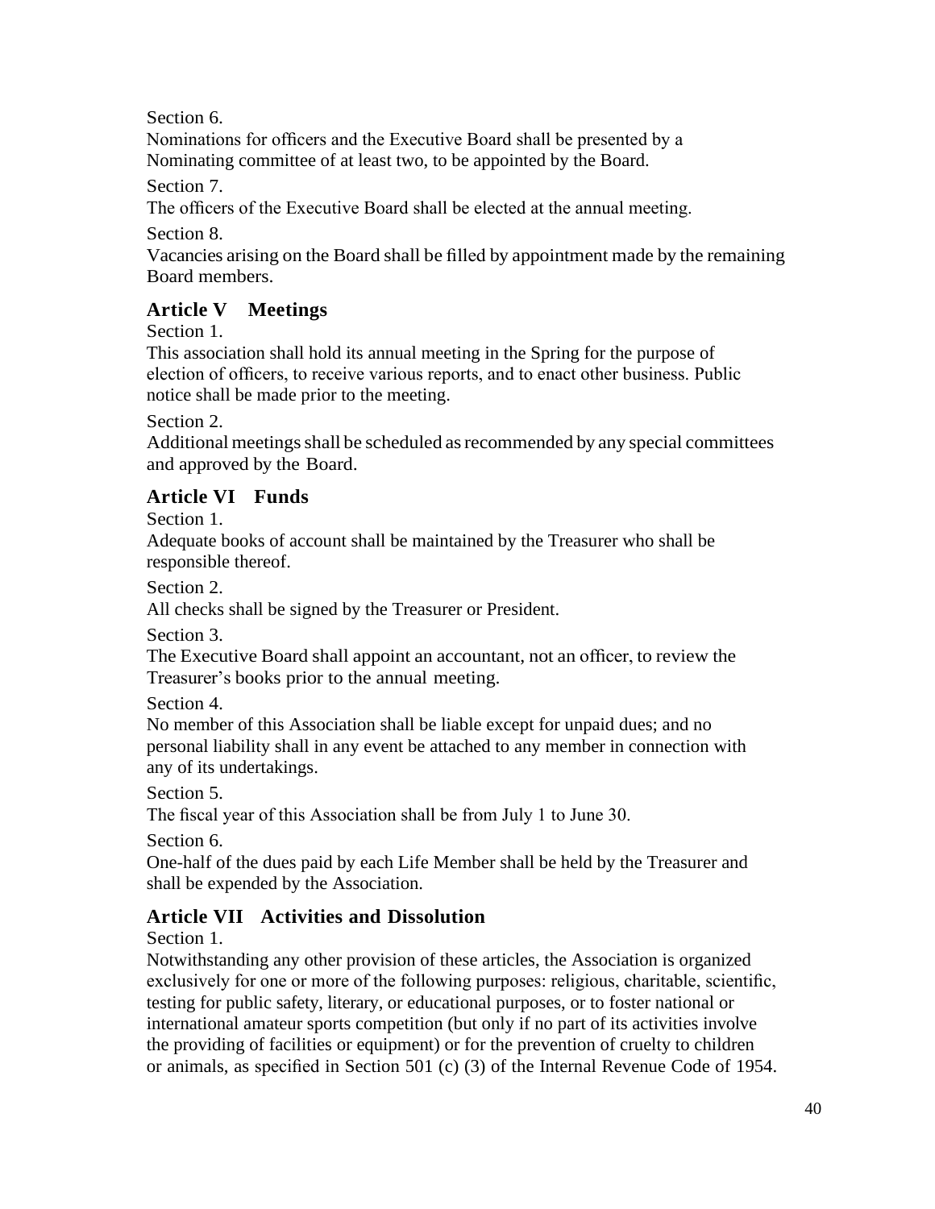Section 6.

Nominations for officers and the Executive Board shall be presented by a Nominating committee of at least two, to be appointed by the Board.

Section 7.

The officers of the Executive Board shall be elected at the annual meeting.

Section 8.

Vacancies arising on the Board shall be filled by appointment made by the remaining Board members.

## Article V Meetings

Section 1.

This association shall hold its annual meeting in the Spring for the purpose of election of officers, to receive various reports, and to enact other business. Public notice shall be made prior to the meeting.

Section 2.

Additional meetings shall be scheduled as recommended by any special committees and approved by the Board.

## Article VI Funds

Section 1.

Adequate books of account shall be maintained by the Treasurer who shall be responsible thereof.

Section 2.

All checks shall be signed by the Treasurer or President.

Section 3.

The Executive Board shall appoint an accountant, not an officer, to review the Treasurer's books prior to the annual meeting.

Section 4.

No member of this Association shall be liable except for unpaid dues; and no personal liability shall in any event be attached to any member in connection with any of its undertakings.

Section 5.

The fiscal year of this Association shall be from July 1 to June 30.

Section 6.

One-half of the dues paid by each Life Member shall be held by the Treasurer and shall be expended by the Association.

## Article VII Activities and Dissolution

Section 1.

Notwithstanding any other provision of these articles, the Association is organized exclusively for one or more of the following purposes: religious, charitable, scientific, testing for public safety, literary, or educational purposes, or to foster national or international amateur sports competition (but only if no part of its activities involve the providing of facilities or equipment) or for the prevention of cruelty to children or animals, as specified in Section 501 (c) (3) of the Internal Revenue Code of 1954.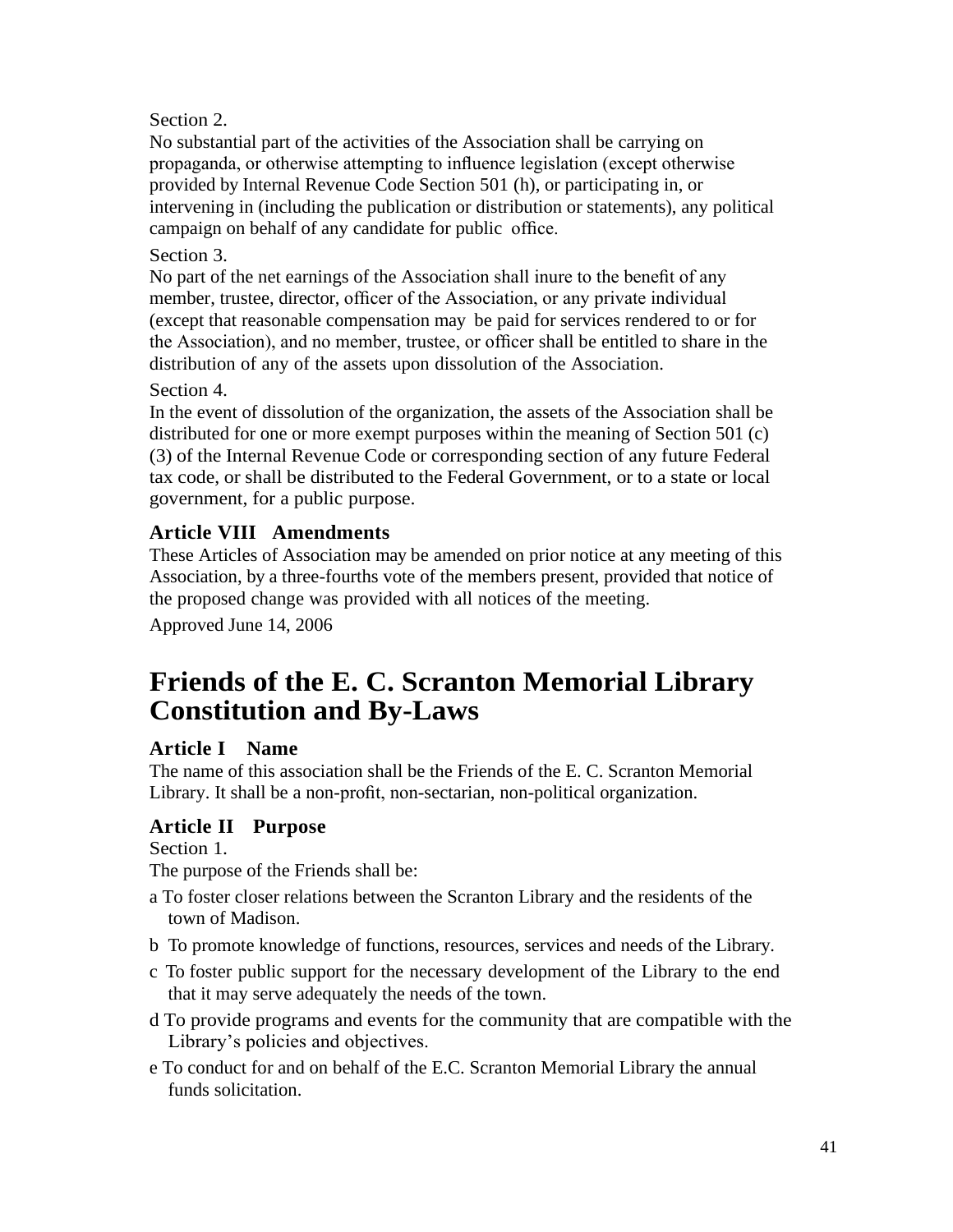Section 2.

No substantial part of the activities of the Association shall be carrying on propaganda, or otherwise attempting to influence legislation (except otherwise provided by Internal Revenue Code Section 501 (h), or participating in, or intervening in (including the publication or distribution or statements), any political campaign on behalf of any candidate for public office.

Section 3.

No part of the net earnings of the Association shall inure to the benefit of any member, trustee, director, officer of the Association, or any private individual (except that reasonable compensation may be paid for services rendered to or for the Association), and no member, trustee, or officer shall be entitled to share in the distribution of any of the assets upon dissolution of the Association.

Section 4.

In the event of dissolution of the organization, the assets of the Association shall be distributed for one or more exempt purposes within the meaning of Section 501 (c) (3) of the Internal Revenue Code or corresponding section of any future Federal tax code, or shall be distributed to the Federal Government, or to a state or local government, for a public purpose.

### Article VIII Amendments

These Articles of Association may be amended on prior notice at any meeting of this Association, by a three-fourths vote of the members present, provided that notice of the proposed change was provided with all notices of the meeting.

Approved June 14, 2006

## Friends of the E. C. Scranton Memorial Library Constitution and By-Laws

### Article I Name

The name of this association shall be the Friends of the E. C. Scranton Memorial Library. It shall be a non-profit, non-sectarian, non-political organization.

### Article II Purpose

Section 1.

The purpose of the Friends shall be:

a To foster closer relations between the Scranton Library and the residents of the town of Madison.

b To promote knowledge of functions, resources, services and needs of the Library.

c To foster public support for the necessary development of the Library to the end that it may serve adequately the needs of the town.

d To provide programs and events for the community that are compatible with the Library's policies and objectives.

e To conduct for and on behalf of the E.C. Scranton Memorial Library the annual funds solicitation.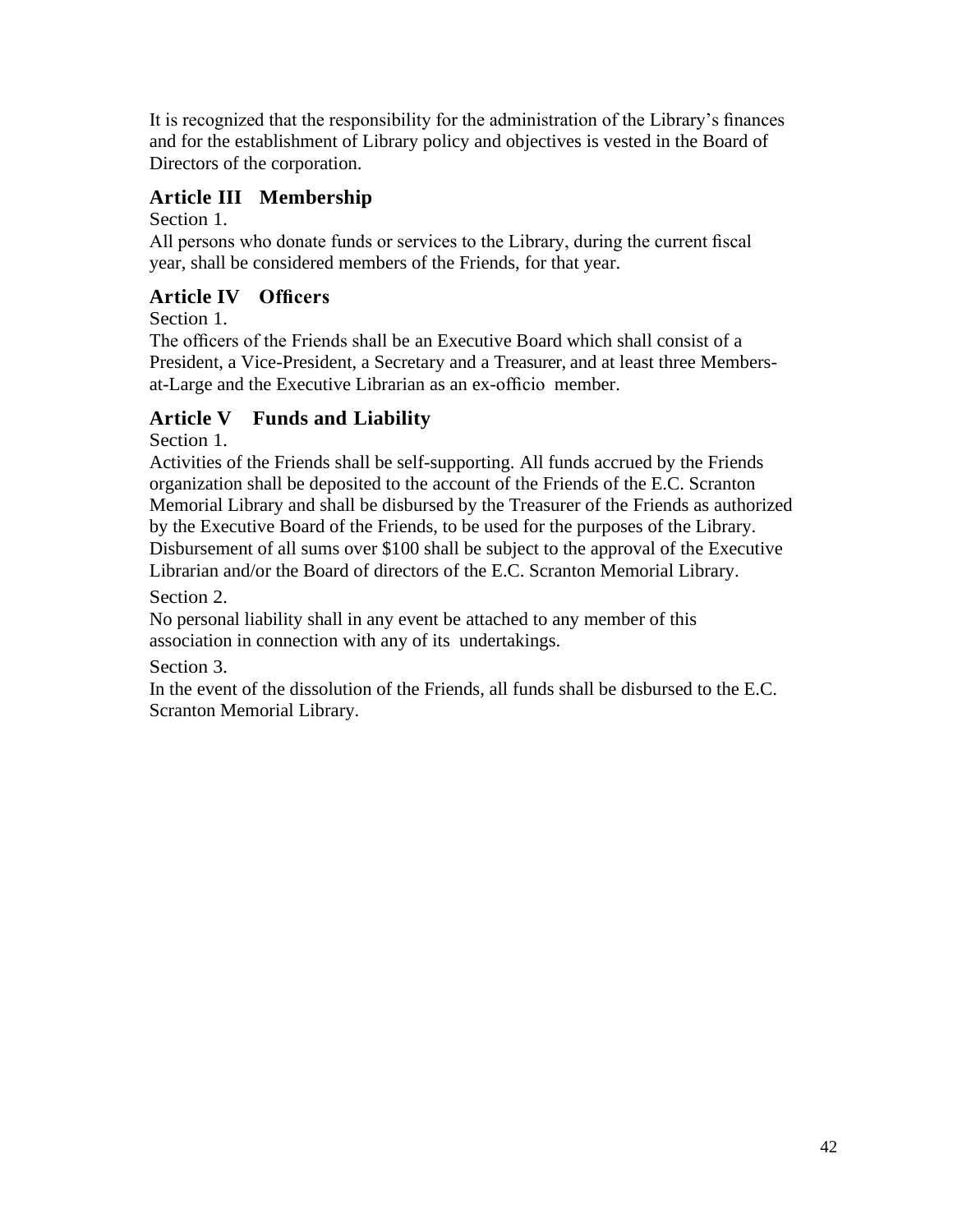It is recognized that the responsibility for the administration of the Library's finances and for the establishment of Library policy and objectives is vested in the Board of Directors of the corporation.

## Article III Membership

Section 1.

All persons who donate funds or services to the Library, during the current fiscal year, shall be considered members of the Friends, for that year.

## Article IV Officers

Section 1.

The officers of the Friends shall be an Executive Board which shall consist of a President, a Vice-President, a Secretary and a Treasurer, and at least three Members-at-Large and the Executive Librarian as an ex-officio member.

## Article V Funds and Liability

Section 1.

Activities of the Friends shall be self-supporting. All funds accrued by the Friends organization shall be deposited to the account of the Friends of the E.C. Scranton Memorial Library and shall be disbursed by the Treasurer of the Friends as authorized by the Executive Board of the Friends, to be used for the purposes of the Library. Disbursement of all sums over $100 shall be subject to the approval of the Executive Librarian and/or the Board of directors of the E.C. Scranton Memorial Library.

Section 2.

No personal liability shall in any event be attached to any member of this association in connection with any of its undertakings.

Section 3.

In the event of the dissolution of the Friends, all funds shall be disbursed to the E.C. Scranton Memorial Library.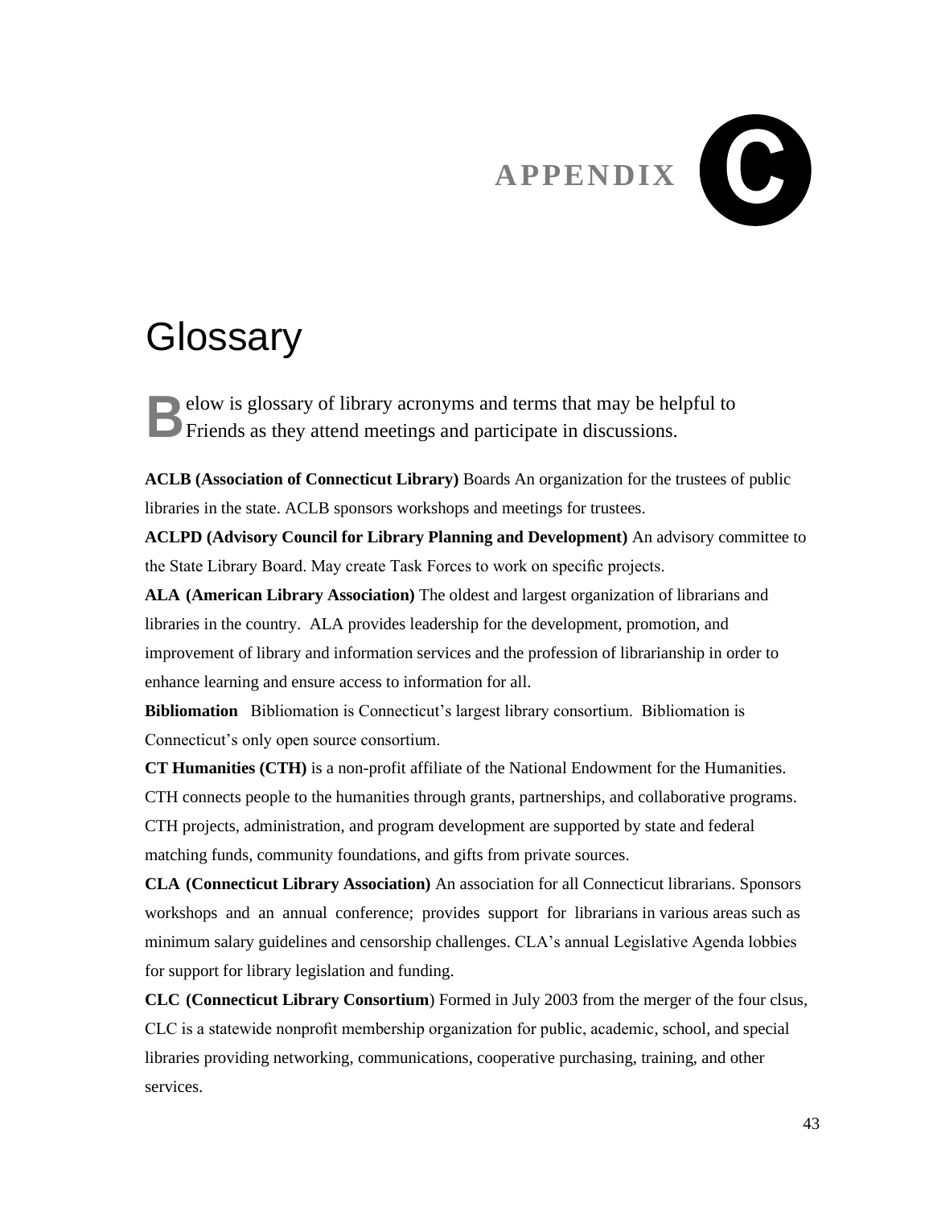# APPENDIX C

## Glossary

Below is glossary of library acronyms and terms that may be helpful to Friends as they attend meetings and participate in discussions.

**ACLB (Association of Connecticut Library)** Boards An organization for the trustees of public libraries in the state. ACLB sponsors workshops and meetings for trustees.

**ACLPD (Advisory Council for Library Planning and Development)** An advisory committee to the State Library Board. May create Task Forces to work on specific projects.

**ALA (American Library Association)** The oldest and largest organization of librarians and libraries in the country. ALA provides leadership for the development, promotion, and improvement of library and information services and the profession of librarianship in order to enhance learning and ensure access to information for all.

**Bibliomation** Bibliomation is Connecticut's largest library consortium. Bibliomation is Connecticut's only open source consortium.

**CT Humanities (CTH)** is a non-profit affiliate of the National Endowment for the Humanities. CTH connects people to the humanities through grants, partnerships, and collaborative programs. CTH projects, administration, and program development are supported by state and federal matching funds, community foundations, and gifts from private sources.

**CLA (Connecticut Library Association)** An association for all Connecticut librarians. Sponsors workshops and an annual conference; provides support for librarians in various areas such as minimum salary guidelines and censorship challenges. CLA's annual Legislative Agenda lobbies for support for library legislation and funding.

**CLC (Connecticut Library Consortium**) Formed in July 2003 from the merger of the four clsus, CLC is a statewide nonprofit membership organization for public, academic, school, and special libraries providing networking, communications, cooperative purchasing, training, and other services.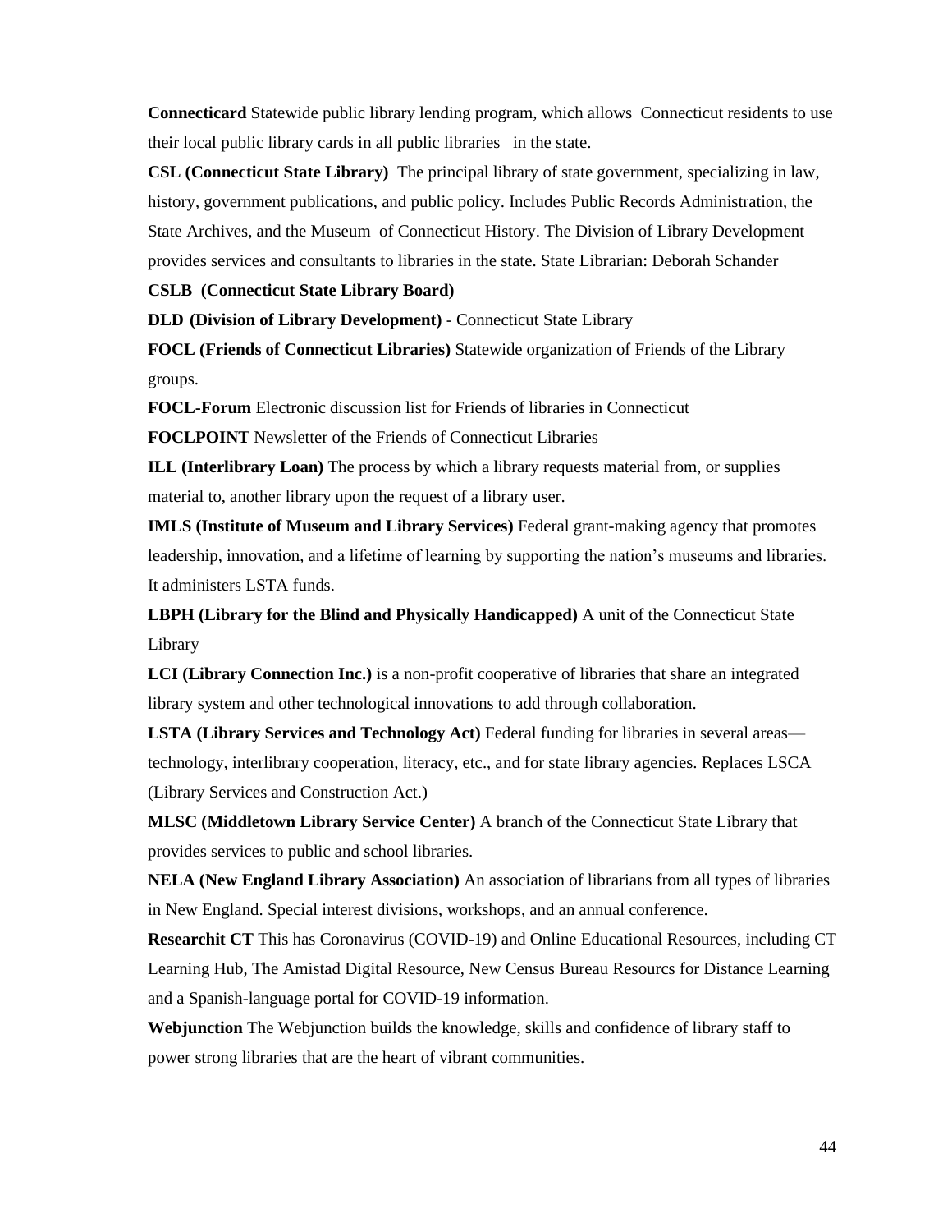**Connecticard** Statewide public library lending program, which allows Connecticut residents to use their local public library cards in all public libraries in the state.

**CSL (Connecticut State Library)** The principal library of state government, specializing in law, history, government publications, and public policy. Includes Public Records Administration, the State Archives, and the Museum of Connecticut History. The Division of Library Development provides services and consultants to libraries in the state. State Librarian: Deborah Schander

**CSLB (Connecticut State Library Board)**

**DLD (Division of Library Development)** - Connecticut State Library

**FOCL (Friends of Connecticut Libraries)** Statewide organization of Friends of the Library groups.

**FOCL-Forum** Electronic discussion list for Friends of libraries in Connecticut

**FOCLPOINT** Newsletter of the Friends of Connecticut Libraries

**ILL (Interlibrary Loan)** The process by which a library requests material from, or supplies material to, another library upon the request of a library user.

**IMLS (Institute of Museum and Library Services)** Federal grant-making agency that promotes leadership, innovation, and a lifetime of learning by supporting the nation's museums and libraries. It administers LSTA funds.

**LBPH (Library for the Blind and Physically Handicapped)** A unit of the Connecticut State Library

**LCI (Library Connection Inc.)** is a non-profit cooperative of libraries that share an integrated library system and other technological innovations to add through collaboration.

**LSTA (Library Services and Technology Act)** Federal funding for libraries in several areas—technology, interlibrary cooperation, literacy, etc., and for state library agencies. Replaces LSCA (Library Services and Construction Act.)

**MLSC (Middletown Library Service Center)** A branch of the Connecticut State Library that provides services to public and school libraries.

**NELA (New England Library Association)** An association of librarians from all types of libraries in New England. Special interest divisions, workshops, and an annual conference.

**Researchit CT** This has Coronavirus (COVID-19) and Online Educational Resources, including CT Learning Hub, The Amistad Digital Resource, New Census Bureau Resourcs for Distance Learning and a Spanish-language portal for COVID-19 information.

**Webjunction** The Webjunction builds the knowledge, skills and confidence of library staff to power strong libraries that are the heart of vibrant communities.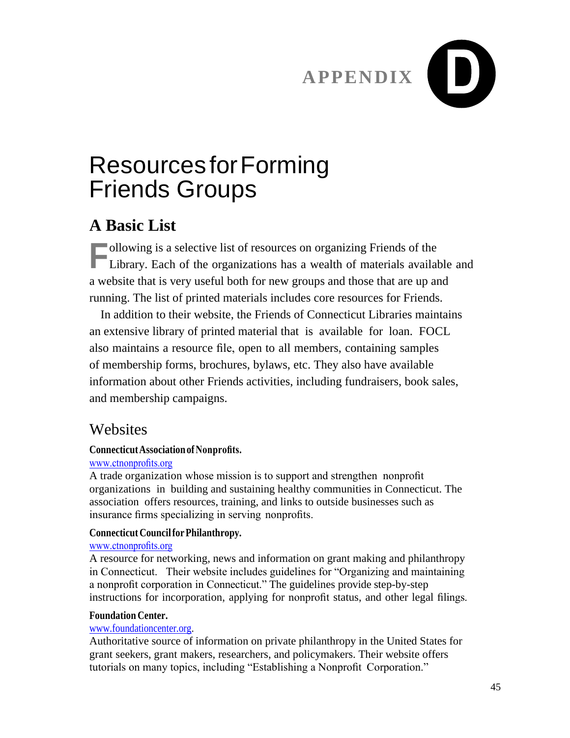# APPENDIX D

# Resources for Forming Friends Groups

## A Basic List

Following is a selective list of resources on organizing Friends of the Library. Each of the organizations has a wealth of materials available and a website that is very useful both for new groups and those that are up and running. The list of printed materials includes core resources for Friends.

In addition to their website, the Friends of Connecticut Libraries maintains an extensive library of printed material that is available for loan. FOCL also maintains a resource file, open to all members, containing samples of membership forms, brochures, bylaws, etc. They also have available information about other Friends activities, including fundraisers, book sales, and membership campaigns.

### Websites

**Connecticut Association of Nonprofits.**
www.ctnonprofits.org
A trade organization whose mission is to support and strengthen nonprofit organizations in building and sustaining healthy communities in Connecticut. The association offers resources, training, and links to outside businesses such as insurance firms specializing in serving nonprofits.

**Connecticut Council for Philanthropy.**
www.ctnonprofits.org
A resource for networking, news and information on grant making and philanthropy in Connecticut. Their website includes guidelines for "Organizing and maintaining a nonprofit corporation in Connecticut." The guidelines provide step-by-step instructions for incorporation, applying for nonprofit status, and other legal filings.

**Foundation Center.**
www.foundationcenter.org.
Authoritative source of information on private philanthropy in the United States for grant seekers, grant makers, researchers, and policymakers. Their website offers tutorials on many topics, including "Establishing a Nonprofit Corporation."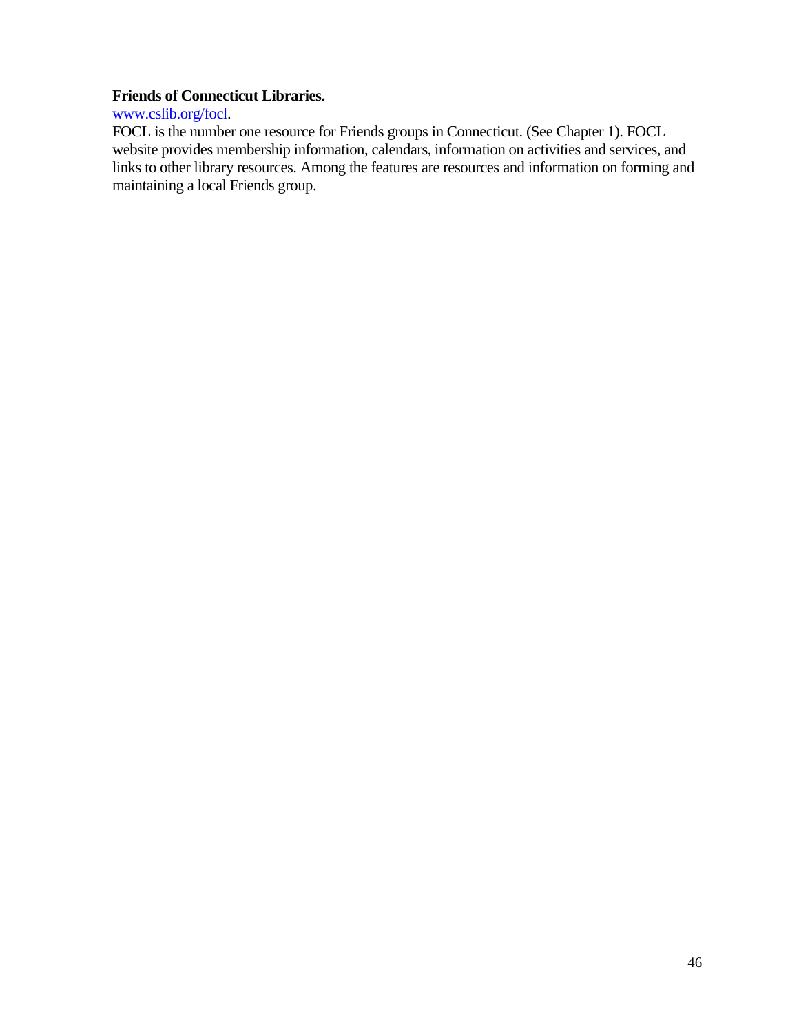**Friends of Connecticut Libraries.**

www.cslib.org/focl.

FOCL is the number one resource for Friends groups in Connecticut. (See Chapter 1). FOCL website provides membership information, calendars, information on activities and services, and links to other library resources. Among the features are resources and information on forming and maintaining a local Friends group.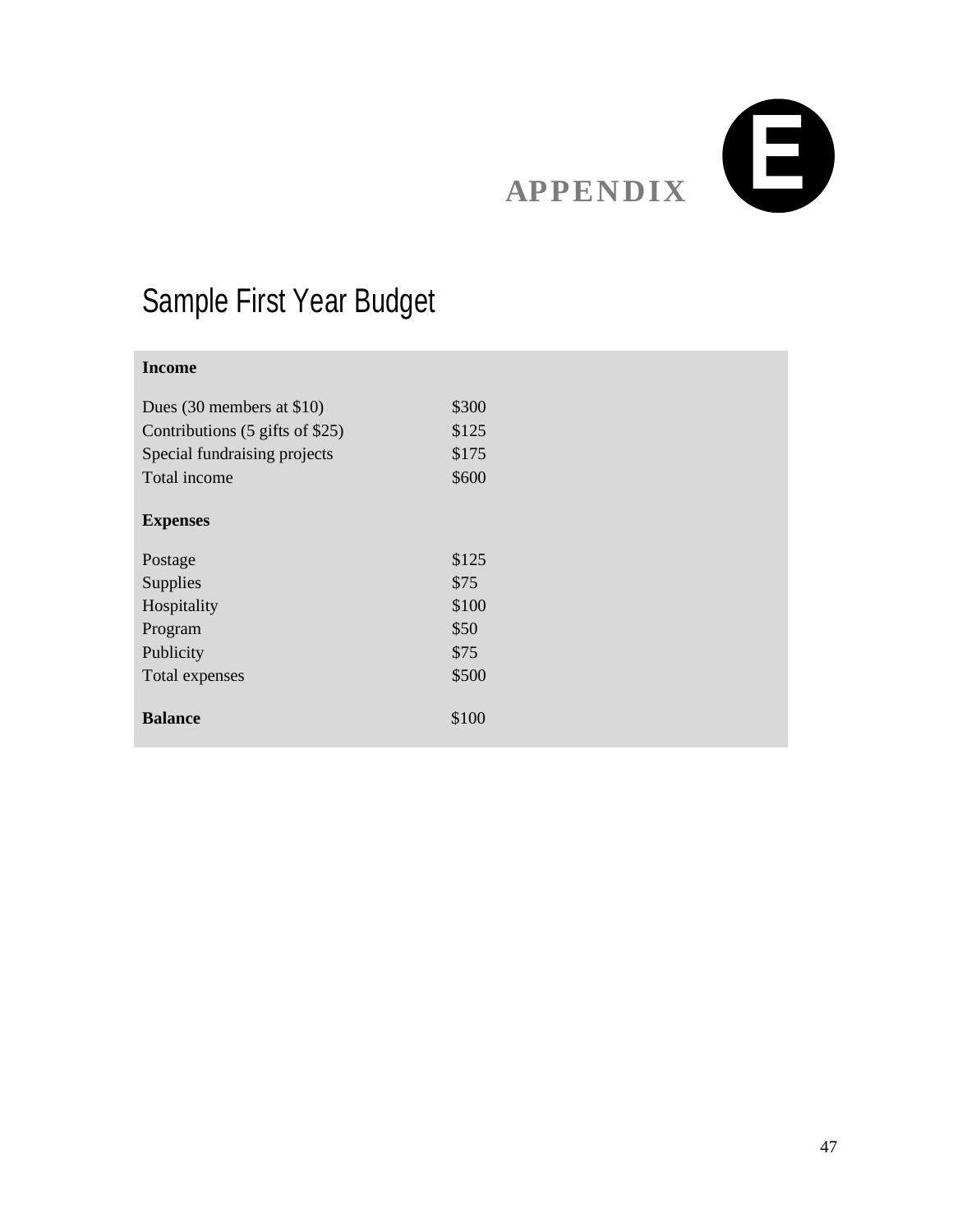# APPENDIX E

## Sample First Year Budget

| | |
|---|---|
| **Income** | |
| Dues (30 members at $10) | $300 |
| Contributions (5 gifts of $25) | $125 |
| Special fundraising projects | $175 |
| Total income | $600 |
| **Expenses** | |
| Postage | $125 |
| Supplies | $75 |
| Hospitality | $100 |
| Program | $50 |
| Publicity | $75 |
| Total expenses | $500 |
| **Balance** | $100 |